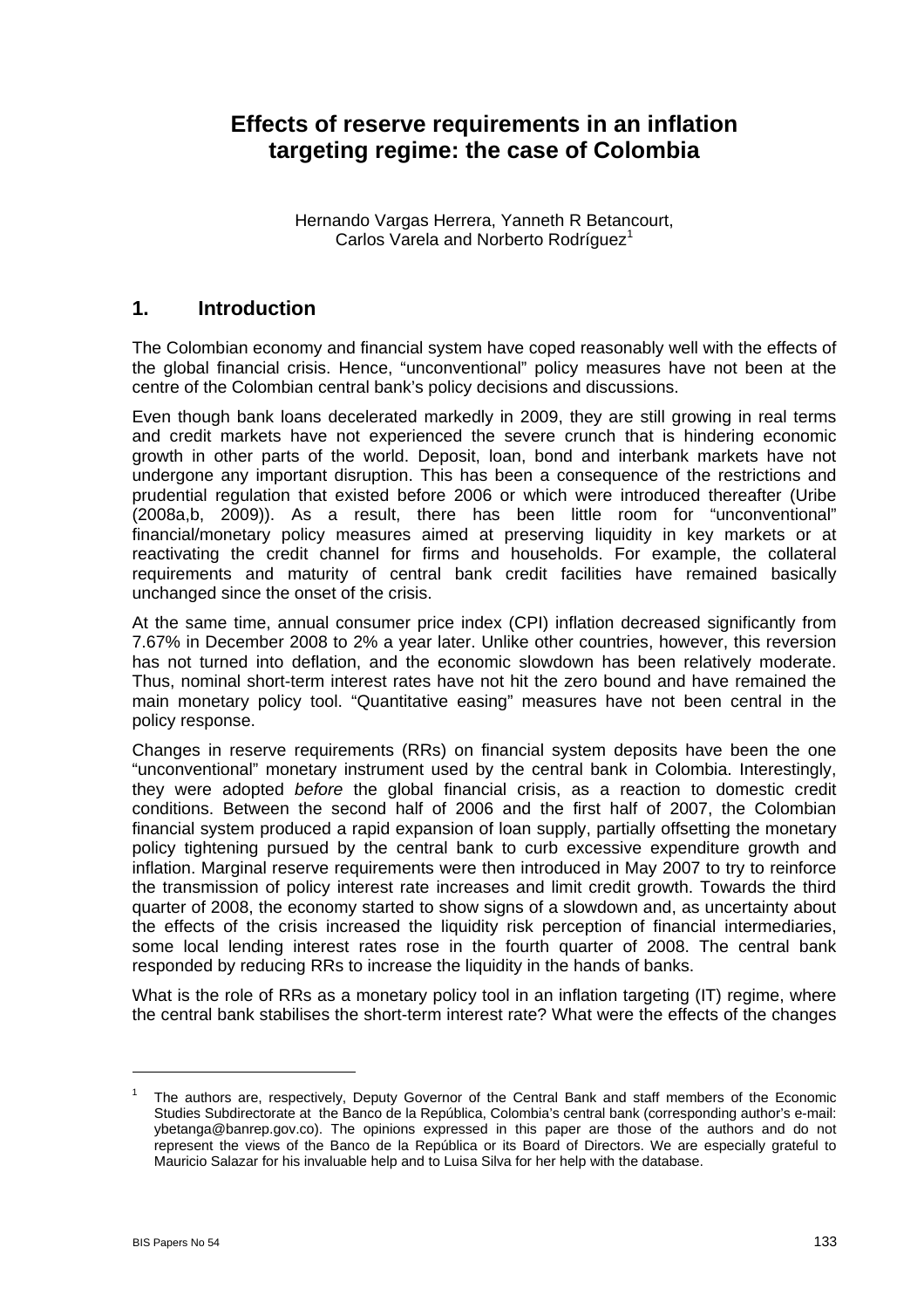# Effects of reserve requirements in an inflation targeting regime: the case of Colombia

Hernando Vargas Herrera, Yanneth R Betancourt, Carlos Varela and Norberto Rodríguez[1]

## 1. Introduction

The Colombian economy and financial system have coped reasonably well with the effects of the global financial crisis. Hence, "unconventional" policy measures have not been at the centre of the Colombian central bank's policy decisions and discussions.

Even though bank loans decelerated markedly in 2009, they are still growing in real terms and credit markets have not experienced the severe crunch that is hindering economic growth in other parts of the world. Deposit, loan, bond and interbank markets have not undergone any important disruption. This has been a consequence of the restrictions and prudential regulation that existed before 2006 or which were introduced thereafter (Uribe (2008a,b, 2009)). As a result, there has been little room for "unconventional" financial/monetary policy measures aimed at preserving liquidity in key markets or at reactivating the credit channel for firms and households. For example, the collateral requirements and maturity of central bank credit facilities have remained basically unchanged since the onset of the crisis.

At the same time, annual consumer price index (CPI) inflation decreased significantly from 7.67% in December 2008 to 2% a year later. Unlike other countries, however, this reversion has not turned into deflation, and the economic slowdown has been relatively moderate. Thus, nominal short-term interest rates have not hit the zero bound and have remained the main monetary policy tool. "Quantitative easing" measures have not been central in the policy response.

Changes in reserve requirements (RRs) on financial system deposits have been the one "unconventional" monetary instrument used by the central bank in Colombia. Interestingly, they were adopted *before* the global financial crisis, as a reaction to domestic credit conditions. Between the second half of 2006 and the first half of 2007, the Colombian financial system produced a rapid expansion of loan supply, partially offsetting the monetary policy tightening pursued by the central bank to curb excessive expenditure growth and inflation. Marginal reserve requirements were then introduced in May 2007 to try to reinforce the transmission of policy interest rate increases and limit credit growth. Towards the third quarter of 2008, the economy started to show signs of a slowdown and, as uncertainty about the effects of the crisis increased the liquidity risk perception of financial intermediaries, some local lending interest rates rose in the fourth quarter of 2008. The central bank responded by reducing RRs to increase the liquidity in the hands of banks.

What is the role of RRs as a monetary policy tool in an inflation targeting (IT) regime, where the central bank stabilises the short-term interest rate? What were the effects of the changes

---

[1] The authors are, respectively, Deputy Governor of the Central Bank and staff members of the Economic Studies Subdirectorate at the Banco de la República, Colombia's central bank (corresponding author's e-mail: ybetanga@banrep.gov.co). The opinions expressed in this paper are those of the authors and do not represent the views of the Banco de la República or its Board of Directors. We are especially grateful to Mauricio Salazar for his invaluable help and to Luisa Silva for her help with the database.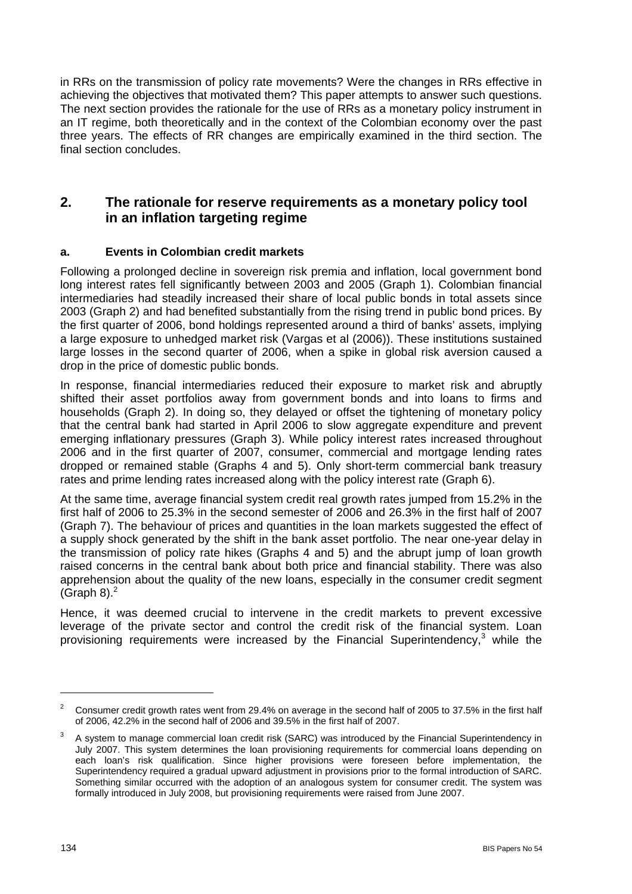in RRs on the transmission of policy rate movements? Were the changes in RRs effective in achieving the objectives that motivated them? This paper attempts to answer such questions. The next section provides the rationale for the use of RRs as a monetary policy instrument in an IT regime, both theoretically and in the context of the Colombian economy over the past three years. The effects of RR changes are empirically examined in the third section. The final section concludes.

## 2. The rationale for reserve requirements as a monetary policy tool in an inflation targeting regime

### a. Events in Colombian credit markets

Following a prolonged decline in sovereign risk premia and inflation, local government bond long interest rates fell significantly between 2003 and 2005 (Graph 1). Colombian financial intermediaries had steadily increased their share of local public bonds in total assets since 2003 (Graph 2) and had benefited substantially from the rising trend in public bond prices. By the first quarter of 2006, bond holdings represented around a third of banks' assets, implying a large exposure to unhedged market risk (Vargas et al (2006)). These institutions sustained large losses in the second quarter of 2006, when a spike in global risk aversion caused a drop in the price of domestic public bonds.

In response, financial intermediaries reduced their exposure to market risk and abruptly shifted their asset portfolios away from government bonds and into loans to firms and households (Graph 2). In doing so, they delayed or offset the tightening of monetary policy that the central bank had started in April 2006 to slow aggregate expenditure and prevent emerging inflationary pressures (Graph 3). While policy interest rates increased throughout 2006 and in the first quarter of 2007, consumer, commercial and mortgage lending rates dropped or remained stable (Graphs 4 and 5). Only short-term commercial bank treasury rates and prime lending rates increased along with the policy interest rate (Graph 6).

At the same time, average financial system credit real growth rates jumped from 15.2% in the first half of 2006 to 25.3% in the second semester of 2006 and 26.3% in the first half of 2007 (Graph 7). The behaviour of prices and quantities in the loan markets suggested the effect of a supply shock generated by the shift in the bank asset portfolio. The near one-year delay in the transmission of policy rate hikes (Graphs 4 and 5) and the abrupt jump of loan growth raised concerns in the central bank about both price and financial stability. There was also apprehension about the quality of the new loans, especially in the consumer credit segment (Graph 8).[2]

Hence, it was deemed crucial to intervene in the credit markets to prevent excessive leverage of the private sector and control the credit risk of the financial system. Loan provisioning requirements were increased by the Financial Superintendency,[3] while the

---

[2] Consumer credit growth rates went from 29.4% on average in the second half of 2005 to 37.5% in the first half of 2006, 42.2% in the second half of 2006 and 39.5% in the first half of 2007.

[3] A system to manage commercial loan credit risk (SARC) was introduced by the Financial Superintendency in July 2007. This system determines the loan provisioning requirements for commercial loans depending on each loan's risk qualification. Since higher provisions were foreseen before implementation, the Superintendency required a gradual upward adjustment in provisions prior to the formal introduction of SARC. Something similar occurred with the adoption of an analogous system for consumer credit. The system was formally introduced in July 2008, but provisioning requirements were raised from June 2007.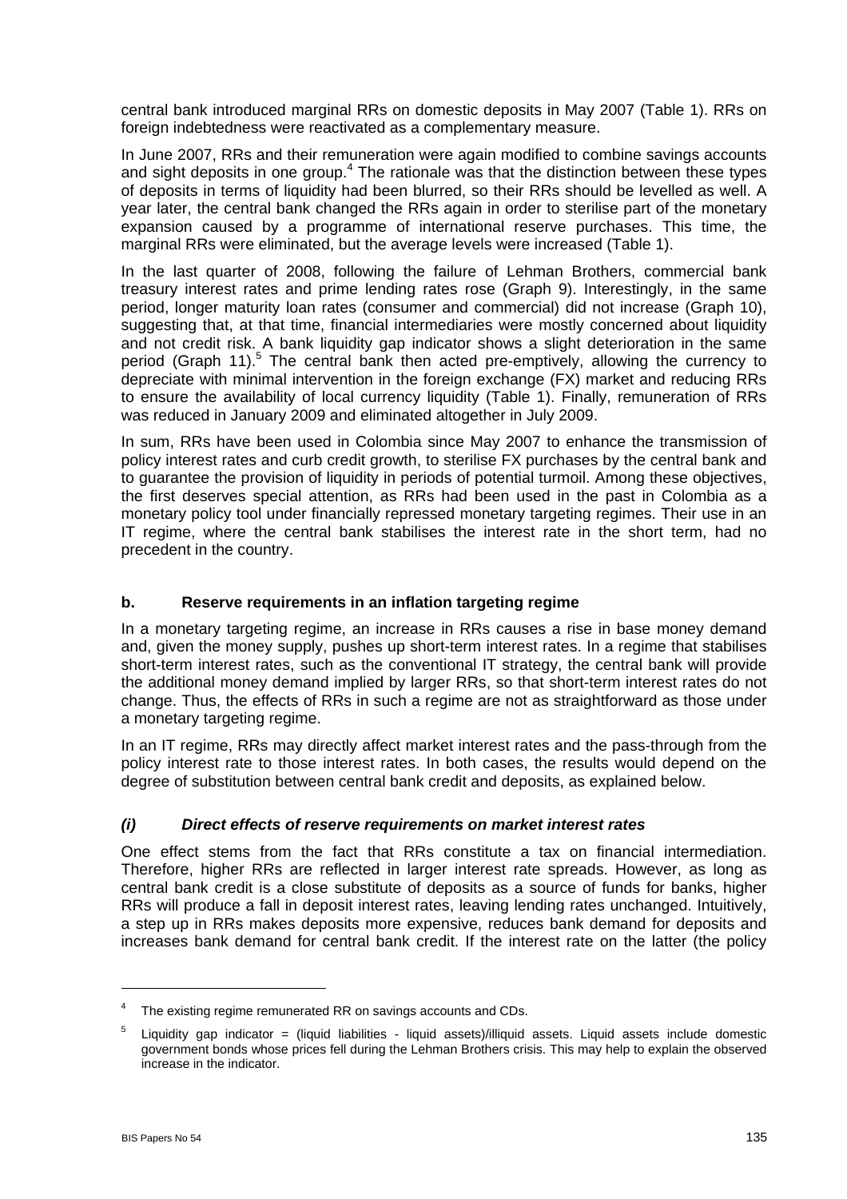central bank introduced marginal RRs on domestic deposits in May 2007 (Table 1). RRs on foreign indebtedness were reactivated as a complementary measure.

In June 2007, RRs and their remuneration were again modified to combine savings accounts and sight deposits in one group.[4] The rationale was that the distinction between these types of deposits in terms of liquidity had been blurred, so their RRs should be levelled as well. A year later, the central bank changed the RRs again in order to sterilise part of the monetary expansion caused by a programme of international reserve purchases. This time, the marginal RRs were eliminated, but the average levels were increased (Table 1).

In the last quarter of 2008, following the failure of Lehman Brothers, commercial bank treasury interest rates and prime lending rates rose (Graph 9). Interestingly, in the same period, longer maturity loan rates (consumer and commercial) did not increase (Graph 10), suggesting that, at that time, financial intermediaries were mostly concerned about liquidity and not credit risk. A bank liquidity gap indicator shows a slight deterioration in the same period (Graph 11).[5] The central bank then acted pre-emptively, allowing the currency to depreciate with minimal intervention in the foreign exchange (FX) market and reducing RRs to ensure the availability of local currency liquidity (Table 1). Finally, remuneration of RRs was reduced in January 2009 and eliminated altogether in July 2009.

In sum, RRs have been used in Colombia since May 2007 to enhance the transmission of policy interest rates and curb credit growth, to sterilise FX purchases by the central bank and to guarantee the provision of liquidity in periods of potential turmoil. Among these objectives, the first deserves special attention, as RRs had been used in the past in Colombia as a monetary policy tool under financially repressed monetary targeting regimes. Their use in an IT regime, where the central bank stabilises the interest rate in the short term, had no precedent in the country.

### b. Reserve requirements in an inflation targeting regime

In a monetary targeting regime, an increase in RRs causes a rise in base money demand and, given the money supply, pushes up short-term interest rates. In a regime that stabilises short-term interest rates, such as the conventional IT strategy, the central bank will provide the additional money demand implied by larger RRs, so that short-term interest rates do not change. Thus, the effects of RRs in such a regime are not as straightforward as those under a monetary targeting regime.

In an IT regime, RRs may directly affect market interest rates and the pass-through from the policy interest rate to those interest rates. In both cases, the results would depend on the degree of substitution between central bank credit and deposits, as explained below.

#### *(i) Direct effects of reserve requirements on market interest rates*

One effect stems from the fact that RRs constitute a tax on financial intermediation. Therefore, higher RRs are reflected in larger interest rate spreads. However, as long as central bank credit is a close substitute of deposits as a source of funds for banks, higher RRs will produce a fall in deposit interest rates, leaving lending rates unchanged. Intuitively, a step up in RRs makes deposits more expensive, reduces bank demand for deposits and increases bank demand for central bank credit. If the interest rate on the latter (the policy

---

[4] The existing regime remunerated RR on savings accounts and CDs.

[5] Liquidity gap indicator = (liquid liabilities - liquid assets)/illiquid assets. Liquid assets include domestic government bonds whose prices fell during the Lehman Brothers crisis. This may help to explain the observed increase in the indicator.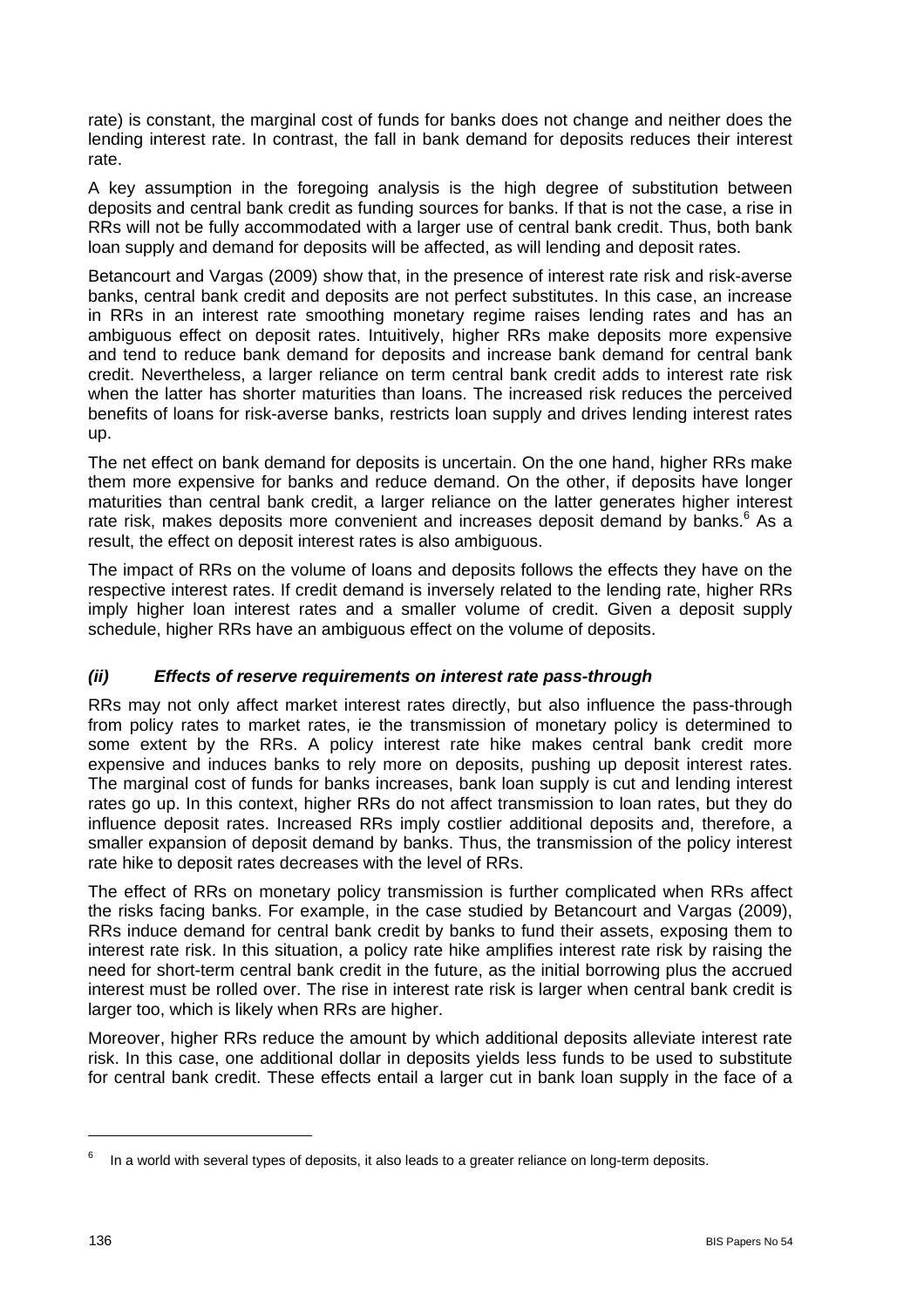rate) is constant, the marginal cost of funds for banks does not change and neither does the lending interest rate. In contrast, the fall in bank demand for deposits reduces their interest rate.

A key assumption in the foregoing analysis is the high degree of substitution between deposits and central bank credit as funding sources for banks. If that is not the case, a rise in RRs will not be fully accommodated with a larger use of central bank credit. Thus, both bank loan supply and demand for deposits will be affected, as will lending and deposit rates.

Betancourt and Vargas (2009) show that, in the presence of interest rate risk and risk-averse banks, central bank credit and deposits are not perfect substitutes. In this case, an increase in RRs in an interest rate smoothing monetary regime raises lending rates and has an ambiguous effect on deposit rates. Intuitively, higher RRs make deposits more expensive and tend to reduce bank demand for deposits and increase bank demand for central bank credit. Nevertheless, a larger reliance on term central bank credit adds to interest rate risk when the latter has shorter maturities than loans. The increased risk reduces the perceived benefits of loans for risk-averse banks, restricts loan supply and drives lending interest rates up.

The net effect on bank demand for deposits is uncertain. On the one hand, higher RRs make them more expensive for banks and reduce demand. On the other, if deposits have longer maturities than central bank credit, a larger reliance on the latter generates higher interest rate risk, makes deposits more convenient and increases deposit demand by banks.[6] As a result, the effect on deposit interest rates is also ambiguous.

The impact of RRs on the volume of loans and deposits follows the effects they have on the respective interest rates. If credit demand is inversely related to the lending rate, higher RRs imply higher loan interest rates and a smaller volume of credit. Given a deposit supply schedule, higher RRs have an ambiguous effect on the volume of deposits.

### *(ii) Effects of reserve requirements on interest rate pass-through*

RRs may not only affect market interest rates directly, but also influence the pass-through from policy rates to market rates, ie the transmission of monetary policy is determined to some extent by the RRs. A policy interest rate hike makes central bank credit more expensive and induces banks to rely more on deposits, pushing up deposit interest rates. The marginal cost of funds for banks increases, bank loan supply is cut and lending interest rates go up. In this context, higher RRs do not affect transmission to loan rates, but they do influence deposit rates. Increased RRs imply costlier additional deposits and, therefore, a smaller expansion of deposit demand by banks. Thus, the transmission of the policy interest rate hike to deposit rates decreases with the level of RRs.

The effect of RRs on monetary policy transmission is further complicated when RRs affect the risks facing banks. For example, in the case studied by Betancourt and Vargas (2009), RRs induce demand for central bank credit by banks to fund their assets, exposing them to interest rate risk. In this situation, a policy rate hike amplifies interest rate risk by raising the need for short-term central bank credit in the future, as the initial borrowing plus the accrued interest must be rolled over. The rise in interest rate risk is larger when central bank credit is larger too, which is likely when RRs are higher.

Moreover, higher RRs reduce the amount by which additional deposits alleviate interest rate risk. In this case, one additional dollar in deposits yields less funds to be used to substitute for central bank credit. These effects entail a larger cut in bank loan supply in the face of a

---

[6] In a world with several types of deposits, it also leads to a greater reliance on long-term deposits.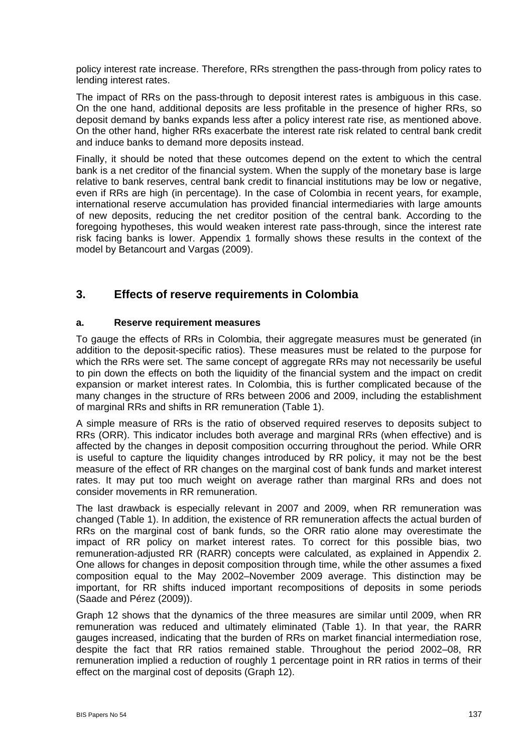policy interest rate increase. Therefore, RRs strengthen the pass-through from policy rates to lending interest rates.

The impact of RRs on the pass-through to deposit interest rates is ambiguous in this case. On the one hand, additional deposits are less profitable in the presence of higher RRs, so deposit demand by banks expands less after a policy interest rate rise, as mentioned above. On the other hand, higher RRs exacerbate the interest rate risk related to central bank credit and induce banks to demand more deposits instead.

Finally, it should be noted that these outcomes depend on the extent to which the central bank is a net creditor of the financial system. When the supply of the monetary base is large relative to bank reserves, central bank credit to financial institutions may be low or negative, even if RRs are high (in percentage). In the case of Colombia in recent years, for example, international reserve accumulation has provided financial intermediaries with large amounts of new deposits, reducing the net creditor position of the central bank. According to the foregoing hypotheses, this would weaken interest rate pass-through, since the interest rate risk facing banks is lower. Appendix 1 formally shows these results in the context of the model by Betancourt and Vargas (2009).

## 3. Effects of reserve requirements in Colombia

### a. Reserve requirement measures

To gauge the effects of RRs in Colombia, their aggregate measures must be generated (in addition to the deposit-specific ratios). These measures must be related to the purpose for which the RRs were set. The same concept of aggregate RRs may not necessarily be useful to pin down the effects on both the liquidity of the financial system and the impact on credit expansion or market interest rates. In Colombia, this is further complicated because of the many changes in the structure of RRs between 2006 and 2009, including the establishment of marginal RRs and shifts in RR remuneration (Table 1).

A simple measure of RRs is the ratio of observed required reserves to deposits subject to RRs (ORR). This indicator includes both average and marginal RRs (when effective) and is affected by the changes in deposit composition occurring throughout the period. While ORR is useful to capture the liquidity changes introduced by RR policy, it may not be the best measure of the effect of RR changes on the marginal cost of bank funds and market interest rates. It may put too much weight on average rather than marginal RRs and does not consider movements in RR remuneration.

The last drawback is especially relevant in 2007 and 2009, when RR remuneration was changed (Table 1). In addition, the existence of RR remuneration affects the actual burden of RRs on the marginal cost of bank funds, so the ORR ratio alone may overestimate the impact of RR policy on market interest rates. To correct for this possible bias, two remuneration-adjusted RR (RARR) concepts were calculated, as explained in Appendix 2. One allows for changes in deposit composition through time, while the other assumes a fixed composition equal to the May 2002–November 2009 average. This distinction may be important, for RR shifts induced important recompositions of deposits in some periods (Saade and Pérez (2009)).

Graph 12 shows that the dynamics of the three measures are similar until 2009, when RR remuneration was reduced and ultimately eliminated (Table 1). In that year, the RARR gauges increased, indicating that the burden of RRs on market financial intermediation rose, despite the fact that RR ratios remained stable. Throughout the period 2002–08, RR remuneration implied a reduction of roughly 1 percentage point in RR ratios in terms of their effect on the marginal cost of deposits (Graph 12).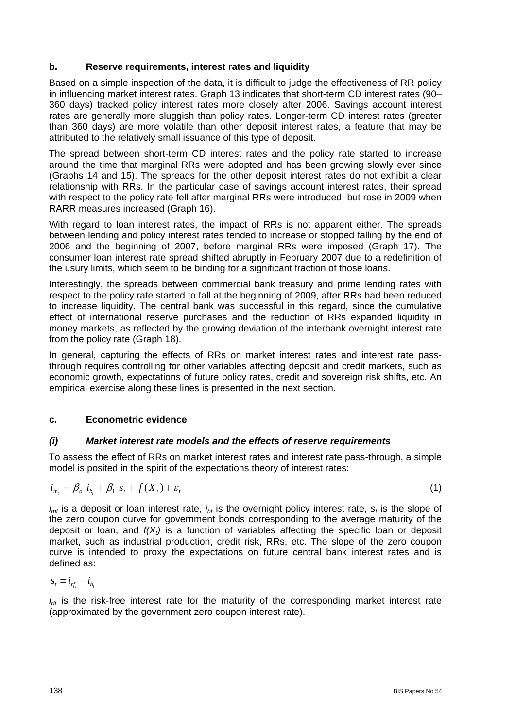### b. Reserve requirements, interest rates and liquidity

Based on a simple inspection of the data, it is difficult to judge the effectiveness of RR policy in influencing market interest rates. Graph 13 indicates that short-term CD interest rates (90–360 days) tracked policy interest rates more closely after 2006. Savings account interest rates are generally more sluggish than policy rates. Longer-term CD interest rates (greater than 360 days) are more volatile than other deposit interest rates, a feature that may be attributed to the relatively small issuance of this type of deposit.

The spread between short-term CD interest rates and the policy rate started to increase around the time that marginal RRs were adopted and has been growing slowly ever since (Graphs 14 and 15). The spreads for the other deposit interest rates do not exhibit a clear relationship with RRs. In the particular case of savings account interest rates, their spread with respect to the policy rate fell after marginal RRs were introduced, but rose in 2009 when RARR measures increased (Graph 16).

With regard to loan interest rates, the impact of RRs is not apparent either. The spreads between lending and policy interest rates tended to increase or stopped falling by the end of 2006 and the beginning of 2007, before marginal RRs were imposed (Graph 17). The consumer loan interest rate spread shifted abruptly in February 2007 due to a redefinition of the usury limits, which seem to be binding for a significant fraction of those loans.

Interestingly, the spreads between commercial bank treasury and prime lending rates with respect to the policy rate started to fall at the beginning of 2009, after RRs had been reduced to increase liquidity. The central bank was successful in this regard, since the cumulative effect of international reserve purchases and the reduction of RRs expanded liquidity in money markets, as reflected by the growing deviation of the interbank overnight interest rate from the policy rate (Graph 18).

In general, capturing the effects of RRs on market interest rates and interest rate pass-through requires controlling for other variables affecting deposit and credit markets, such as economic growth, expectations of future policy rates, credit and sovereign risk shifts, etc. An empirical exercise along these lines is presented in the next section.

### c. Econometric evidence

#### *(i) Market interest rate models and the effects of reserve requirements*

To assess the effect of RRs on market interest rates and interest rate pass-through, a simple model is posited in the spirit of the expectations theory of interest rates:

$$i_{m_t} = \beta_o \; i_{b_t} + \beta_1 \; s_t + f(X_t) + \varepsilon_t \qquad (1)$$

$i_{mt}$ is a deposit or loan interest rate, $i_{bt}$ is the overnight policy interest rate, $s_t$ is the slope of the zero coupon curve for government bonds corresponding to the average maturity of the deposit or loan, and $f(X_t)$ is a function of variables affecting the specific loan or deposit market, such as industrial production, credit risk, RRs, etc. The slope of the zero coupon curve is intended to proxy the expectations on future central bank interest rates and is defined as:

$$s_t \equiv i_{rf_t} - i_{b_t}$$

$i_{rft}$ is the risk-free interest rate for the maturity of the corresponding market interest rate (approximated by the government zero coupon interest rate).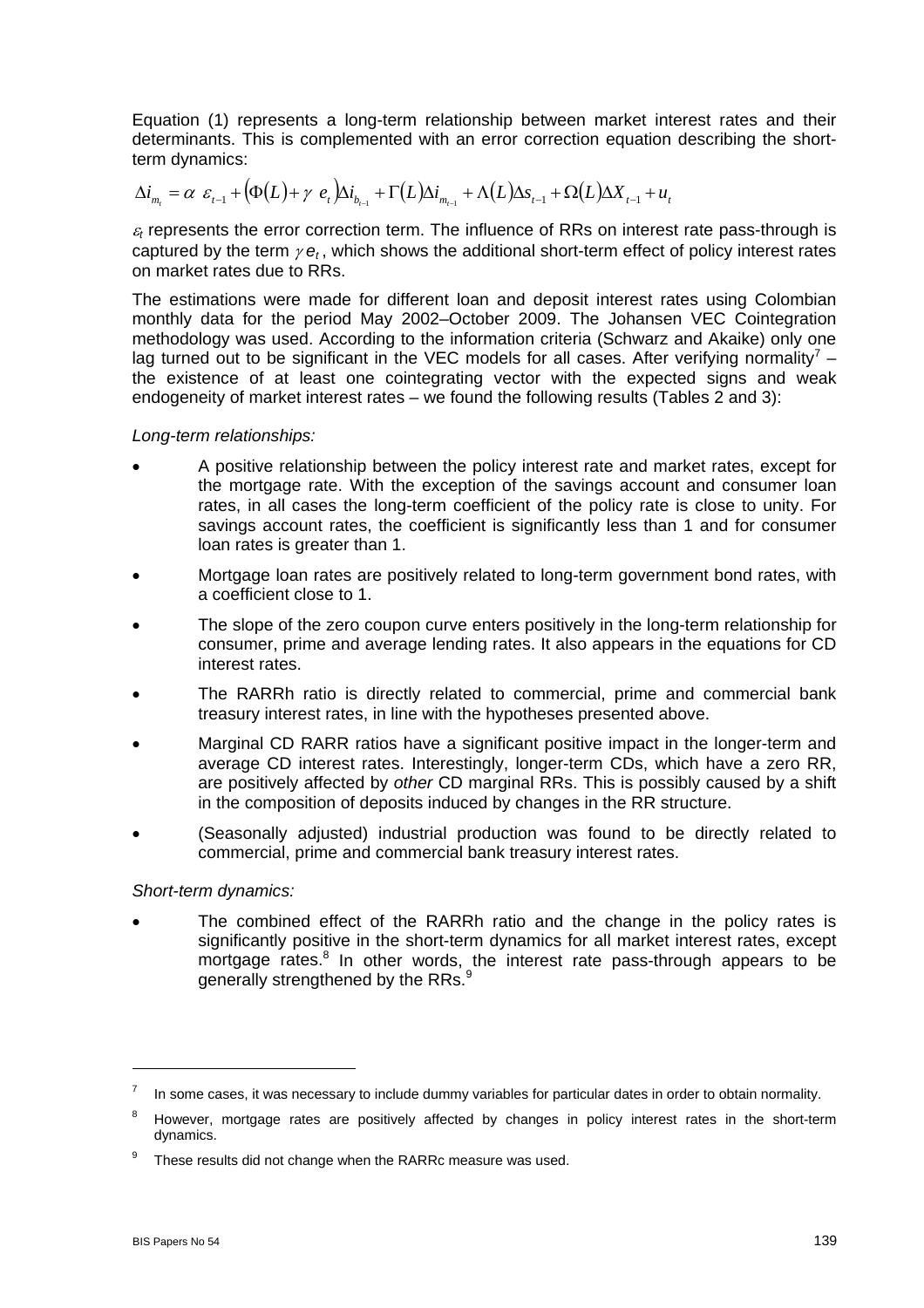Equation (1) represents a long-term relationship between market interest rates and their determinants. This is complemented with an error correction equation describing the short-term dynamics:

$$\Delta i_{m_t} = \alpha \ \varepsilon_{t-1} + \left(\Phi(L) + \gamma \ e_t\right)\Delta i_{b_{t-1}} + \Gamma(L)\Delta i_{m_{t-1}} + \Lambda(L)\Delta s_{t-1} + \Omega(L)\Delta X_{t-1} + u_t$$

$\varepsilon_t$ represents the error correction term. The influence of RRs on interest rate pass-through is captured by the term $\gamma e_t$, which shows the additional short-term effect of policy interest rates on market rates due to RRs.

The estimations were made for different loan and deposit interest rates using Colombian monthly data for the period May 2002–October 2009. The Johansen VEC Cointegration methodology was used. According to the information criteria (Schwarz and Akaike) only one lag turned out to be significant in the VEC models for all cases. After verifying normality[7] – the existence of at least one cointegrating vector with the expected signs and weak endogeneity of market interest rates – we found the following results (Tables 2 and 3):

*Long-term relationships:*

- A positive relationship between the policy interest rate and market rates, except for the mortgage rate. With the exception of the savings account and consumer loan rates, in all cases the long-term coefficient of the policy rate is close to unity. For savings account rates, the coefficient is significantly less than 1 and for consumer loan rates is greater than 1.
- Mortgage loan rates are positively related to long-term government bond rates, with a coefficient close to 1.
- The slope of the zero coupon curve enters positively in the long-term relationship for consumer, prime and average lending rates. It also appears in the equations for CD interest rates.
- The RARRh ratio is directly related to commercial, prime and commercial bank treasury interest rates, in line with the hypotheses presented above.
- Marginal CD RARR ratios have a significant positive impact in the longer-term and average CD interest rates. Interestingly, longer-term CDs, which have a zero RR, are positively affected by *other* CD marginal RRs. This is possibly caused by a shift in the composition of deposits induced by changes in the RR structure.
- (Seasonally adjusted) industrial production was found to be directly related to commercial, prime and commercial bank treasury interest rates.

*Short-term dynamics:*

- The combined effect of the RARRh ratio and the change in the policy rates is significantly positive in the short-term dynamics for all market interest rates, except mortgage rates.[8] In other words, the interest rate pass-through appears to be generally strengthened by the RRs.[9]

---

[7] In some cases, it was necessary to include dummy variables for particular dates in order to obtain normality.

[8] However, mortgage rates are positively affected by changes in policy interest rates in the short-term dynamics.

[9] These results did not change when the RARRc measure was used.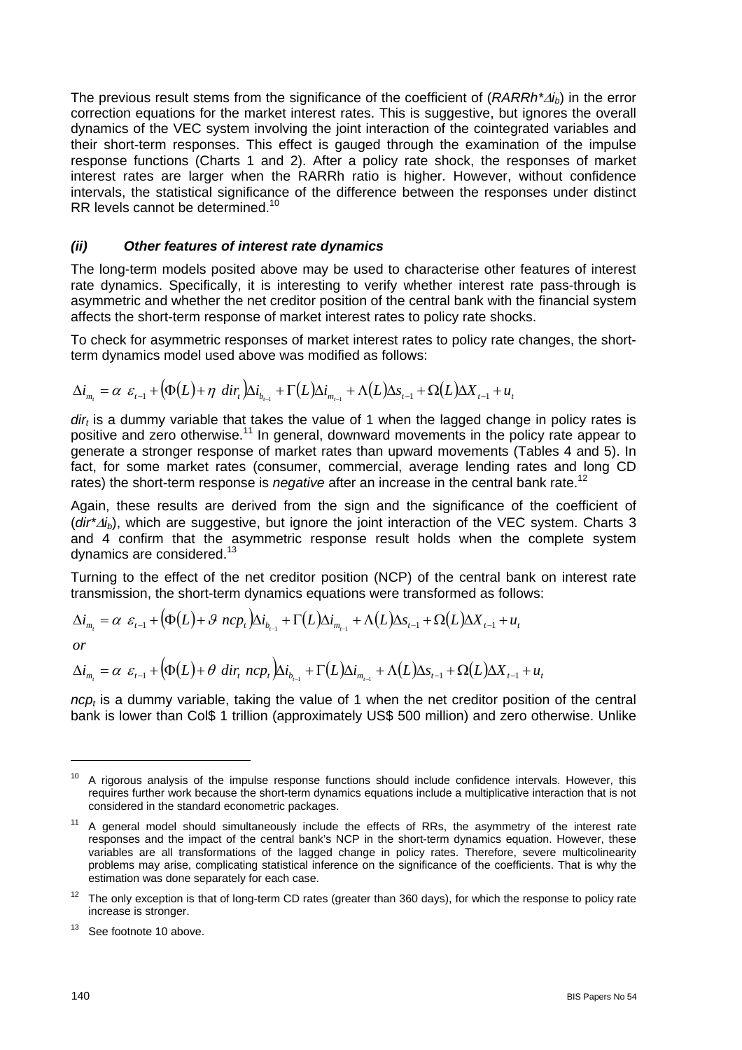The previous result stems from the significance of the coefficient of ($RARRh*\Delta i_b$) in the error correction equations for the market interest rates. This is suggestive, but ignores the overall dynamics of the VEC system involving the joint interaction of the cointegrated variables and their short-term responses. This effect is gauged through the examination of the impulse response functions (Charts 1 and 2). After a policy rate shock, the responses of market interest rates are larger when the RARRh ratio is higher. However, without confidence intervals, the statistical significance of the difference between the responses under distinct RR levels cannot be determined.[10]

### *(ii) Other features of interest rate dynamics*

The long-term models posited above may be used to characterise other features of interest rate dynamics. Specifically, it is interesting to verify whether interest rate pass-through is asymmetric and whether the net creditor position of the central bank with the financial system affects the short-term response of market interest rates to policy rate shocks.

To check for asymmetric responses of market interest rates to policy rate changes, the short-term dynamics model used above was modified as follows:

$$\Delta i_{m_t} = \alpha \ \varepsilon_{t-1} + \left(\Phi(L) + \eta \ dir_t\right)\Delta i_{b_{t-1}} + \Gamma(L)\Delta i_{m_{t-1}} + \Lambda(L)\Delta s_{t-1} + \Omega(L)\Delta X_{t-1} + u_t$$

$dir_t$ is a dummy variable that takes the value of 1 when the lagged change in policy rates is positive and zero otherwise.[11] In general, downward movements in the policy rate appear to generate a stronger response of market rates than upward movements (Tables 4 and 5). In fact, for some market rates (consumer, commercial, average lending rates and long CD rates) the short-term response is *negative* after an increase in the central bank rate.[12]

Again, these results are derived from the sign and the significance of the coefficient of ($dir*\Delta i_b$), which are suggestive, but ignore the joint interaction of the VEC system. Charts 3 and 4 confirm that the asymmetric response result holds when the complete system dynamics are considered.[13]

Turning to the effect of the net creditor position (NCP) of the central bank on interest rate transmission, the short-term dynamics equations were transformed as follows:

$$\Delta i_{m_t} = \alpha \ \varepsilon_{t-1} + \left(\Phi(L) + \vartheta \ ncp_t\right)\Delta i_{b_{t-1}} + \Gamma(L)\Delta i_{m_{t-1}} + \Lambda(L)\Delta s_{t-1} + \Omega(L)\Delta X_{t-1} + u_t$$

*or*

$$\Delta i_{m_t} = \alpha \ \varepsilon_{t-1} + \left(\Phi(L) + \theta \ dir_t \ ncp_t\right)\Delta i_{b_{t-1}} + \Gamma(L)\Delta i_{m_{t-1}} + \Lambda(L)\Delta s_{t-1} + \Omega(L)\Delta X_{t-1} + u_t$$

$ncp_t$ is a dummy variable, taking the value of 1 when the net creditor position of the central bank is lower than Col$ 1 trillion (approximately US$ 500 million) and zero otherwise. Unlike

---

[10] A rigorous analysis of the impulse response functions should include confidence intervals. However, this requires further work because the short-term dynamics equations include a multiplicative interaction that is not considered in the standard econometric packages.

[11] A general model should simultaneously include the effects of RRs, the asymmetry of the interest rate responses and the impact of the central bank's NCP in the short-term dynamics equation. However, these variables are all transformations of the lagged change in policy rates. Therefore, severe multicolinearity problems may arise, complicating statistical inference on the significance of the coefficients. That is why the estimation was done separately for each case.

[12] The only exception is that of long-term CD rates (greater than 360 days), for which the response to policy rate increase is stronger.

[13] See footnote 10 above.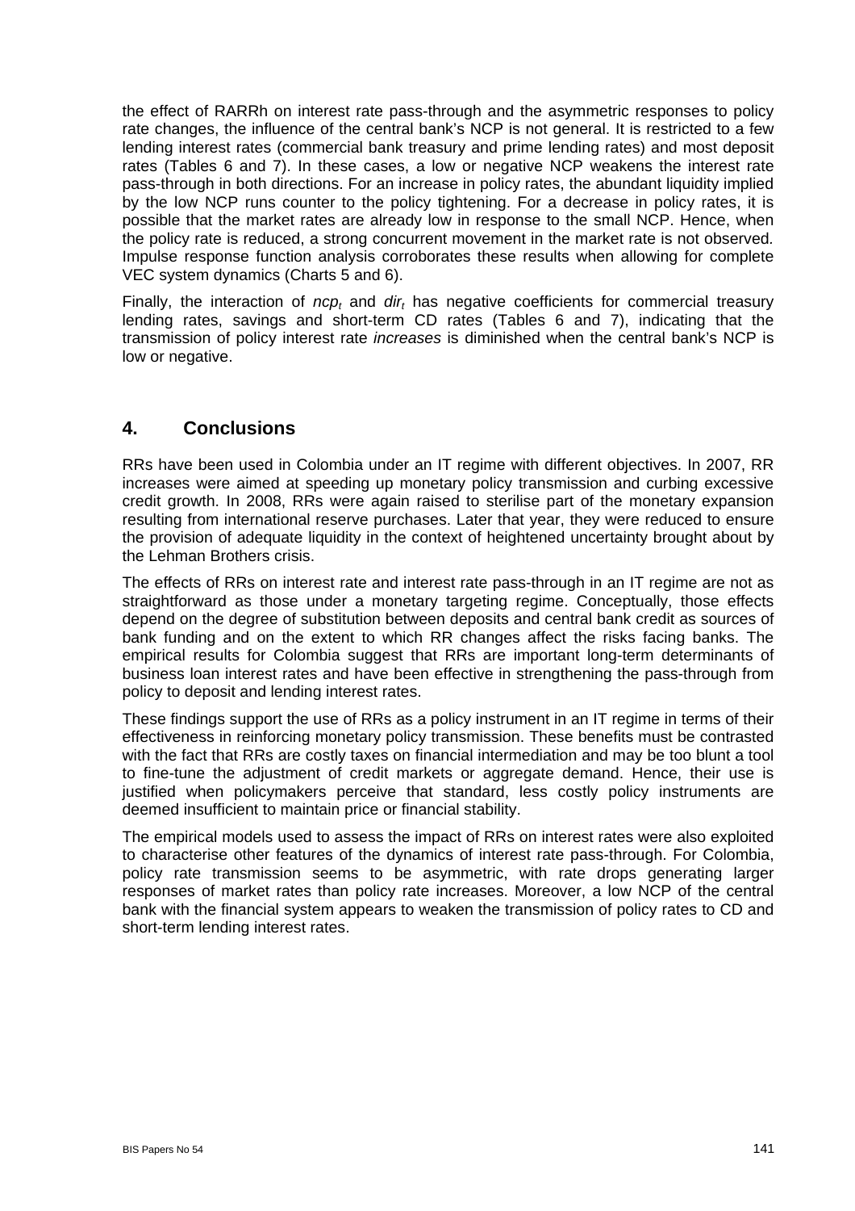the effect of RARRh on interest rate pass-through and the asymmetric responses to policy rate changes, the influence of the central bank's NCP is not general. It is restricted to a few lending interest rates (commercial bank treasury and prime lending rates) and most deposit rates (Tables 6 and 7). In these cases, a low or negative NCP weakens the interest rate pass-through in both directions. For an increase in policy rates, the abundant liquidity implied by the low NCP runs counter to the policy tightening. For a decrease in policy rates, it is possible that the market rates are already low in response to the small NCP. Hence, when the policy rate is reduced, a strong concurrent movement in the market rate is not observed. Impulse response function analysis corroborates these results when allowing for complete VEC system dynamics (Charts 5 and 6).

Finally, the interaction of $ncp_t$ and $dir_t$ has negative coefficients for commercial treasury lending rates, savings and short-term CD rates (Tables 6 and 7), indicating that the transmission of policy interest rate *increases* is diminished when the central bank's NCP is low or negative.

## 4. Conclusions

RRs have been used in Colombia under an IT regime with different objectives. In 2007, RR increases were aimed at speeding up monetary policy transmission and curbing excessive credit growth. In 2008, RRs were again raised to sterilise part of the monetary expansion resulting from international reserve purchases. Later that year, they were reduced to ensure the provision of adequate liquidity in the context of heightened uncertainty brought about by the Lehman Brothers crisis.

The effects of RRs on interest rate and interest rate pass-through in an IT regime are not as straightforward as those under a monetary targeting regime. Conceptually, those effects depend on the degree of substitution between deposits and central bank credit as sources of bank funding and on the extent to which RR changes affect the risks facing banks. The empirical results for Colombia suggest that RRs are important long-term determinants of business loan interest rates and have been effective in strengthening the pass-through from policy to deposit and lending interest rates.

These findings support the use of RRs as a policy instrument in an IT regime in terms of their effectiveness in reinforcing monetary policy transmission. These benefits must be contrasted with the fact that RRs are costly taxes on financial intermediation and may be too blunt a tool to fine-tune the adjustment of credit markets or aggregate demand. Hence, their use is justified when policymakers perceive that standard, less costly policy instruments are deemed insufficient to maintain price or financial stability.

The empirical models used to assess the impact of RRs on interest rates were also exploited to characterise other features of the dynamics of interest rate pass-through. For Colombia, policy rate transmission seems to be asymmetric, with rate drops generating larger responses of market rates than policy rate increases. Moreover, a low NCP of the central bank with the financial system appears to weaken the transmission of policy rates to CD and short-term lending interest rates.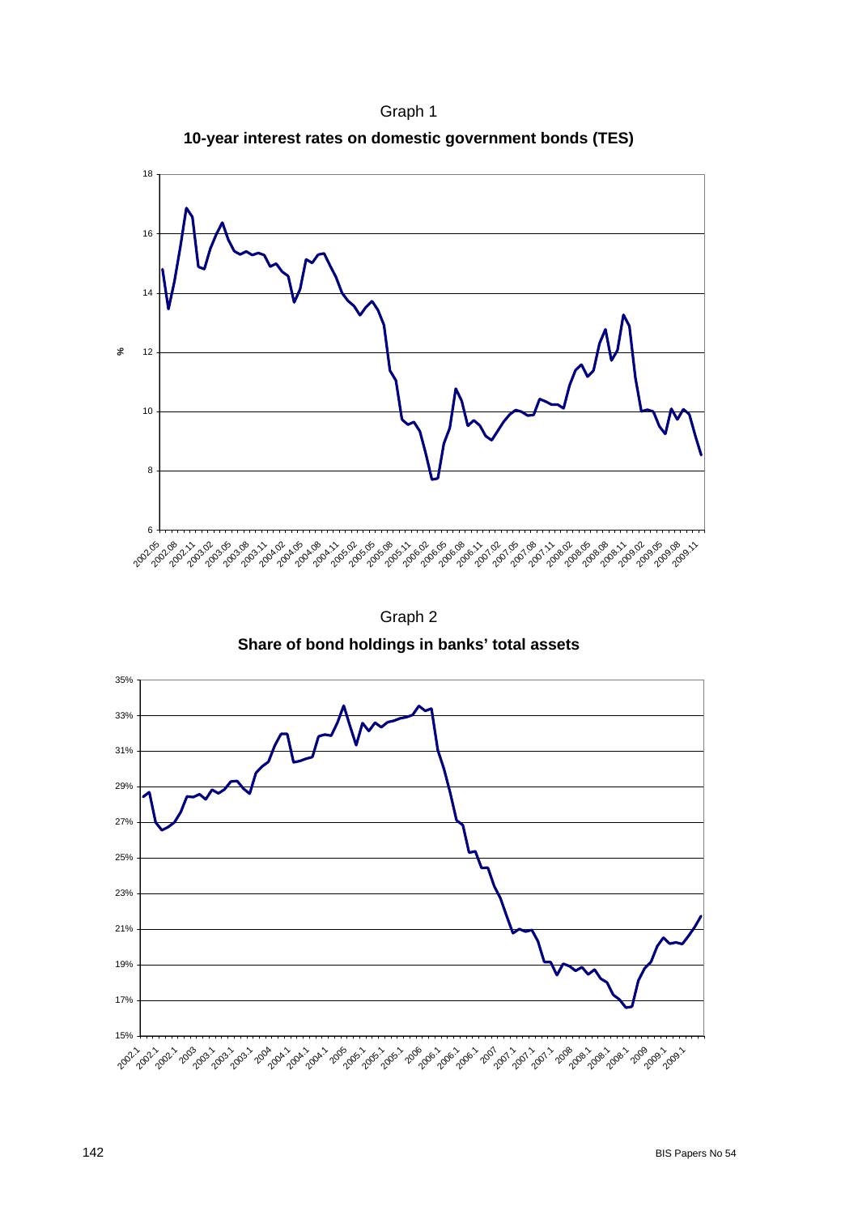Graph 1

**10-year interest rates on domestic government bonds (TES)**

%

18
16
14
12
10
8
6

2002.05 2002.08 2002.11 2003.02 2003.05 2003.08 2003.11 2004.02 2004.05 2004.08 2004.11 2005.02 2005.05 2005.08 2005.11 2006.02 2006.05 2006.08 2006.11 2007.02 2007.05 2007.08 2007.11 2008.02 2008.05 2008.08 2008.11 2009.02 2009.05 2009.08 2009.11

Graph 2

**Share of bond holdings in banks' total assets**

35%
33%
31%
29%
27%
25%
23%
21%
19%
17%
15%

2002.1 2002.1 2002.1 2003 2003.1 2003.1 2003.1 2004 2004.1 2004.1 2004.1 2005 2005.1 2005.1 2005.1 2006 2006.1 2006.1 2006.1 2007 2007.1 2007.1 2007.1 2008 2008.1 2008.1 2008.1 2009 2009.1 2009.1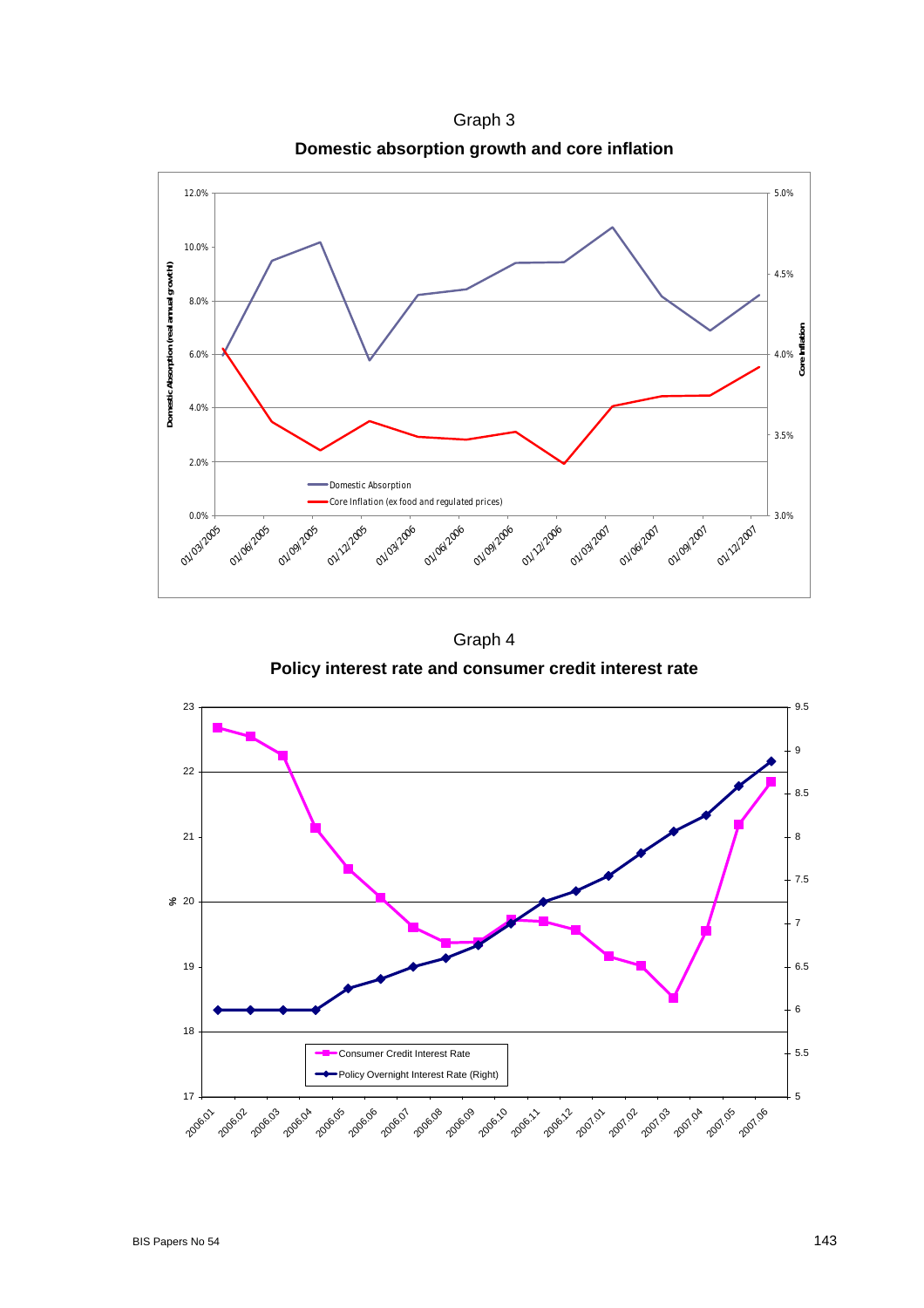Graph 3

**Domestic absorption growth and core inflation**

Domestic Absorption (real annual growth)

12.0%
10.0%
8.0%
6.0%
4.0%
2.0%
0.0%

Core Inflation

5.0%
4.5%
4.0%
3.5%
3.0%

01/03/2005
01/06/2005
01/09/2005
01/12/2005
01/03/2006
01/06/2006
01/09/2006
01/12/2006
01/03/2007
01/06/2007
01/09/2007
01/12/2007

Domestic Absorption

Core Inflation (ex food and regulated prices)

Graph 4

**Policy interest rate and consumer credit interest rate**

%

23
22
21
20
19
18
17

9.5
9
8.5
8
7.5
7
6.5
6
5.5
5

2006.01
2006.02
2006.03
2006.04
2006.05
2006.06
2006.07
2006.08
2006.09
2006.10
2006.11
2006.12
2007.01
2007.02
2007.03
2007.04
2007.05
2007.06

Consumer Credit Interest Rate

Policy Overnight Interest Rate (Right)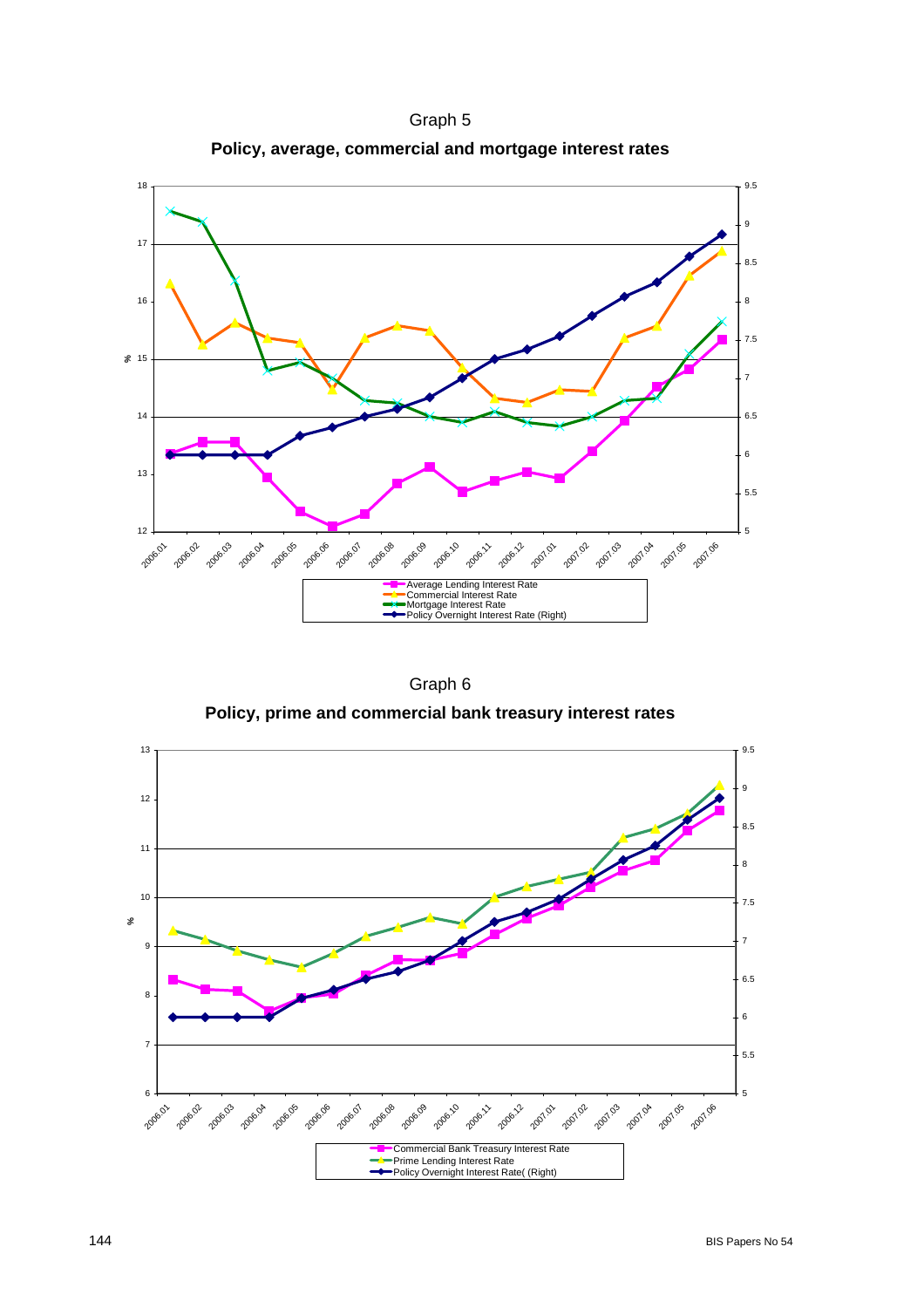Graph 5

**Policy, average, commercial and mortgage interest rates**

%

18
17
16
15
14
13
12

9.5
9
8.5
8
7.5
7
6.5
6
5.5
5

2006.01 2006.02 2006.03 2006.04 2006.05 2006.06 2006.07 2006.08 2006.09 2006.10 2006.11 2006.12 2007.01 2007.02 2007.03 2007.04 2007.05 2007.06

Average Lending Interest Rate
Commercial Interest Rate
Mortgage Interest Rate
Policy Overnight Interest Rate (Right)

Graph 6

**Policy, prime and commercial bank treasury interest rates**

%

13
12
11
10
9
8
7
6

9.5
9
8.5
8
7.5
7
6.5
6
5.5
5

2006.01 2006.02 2006.03 2006.04 2006.05 2006.06 2006.07 2006.08 2006.09 2006.10 2006.11 2006.12 2007.01 2007.02 2007.03 2007.04 2007.05 2007.06

Commercial Bank Treasury Interest Rate
Prime Lending Interest Rate
Policy Overnight Interest Rate( (Right)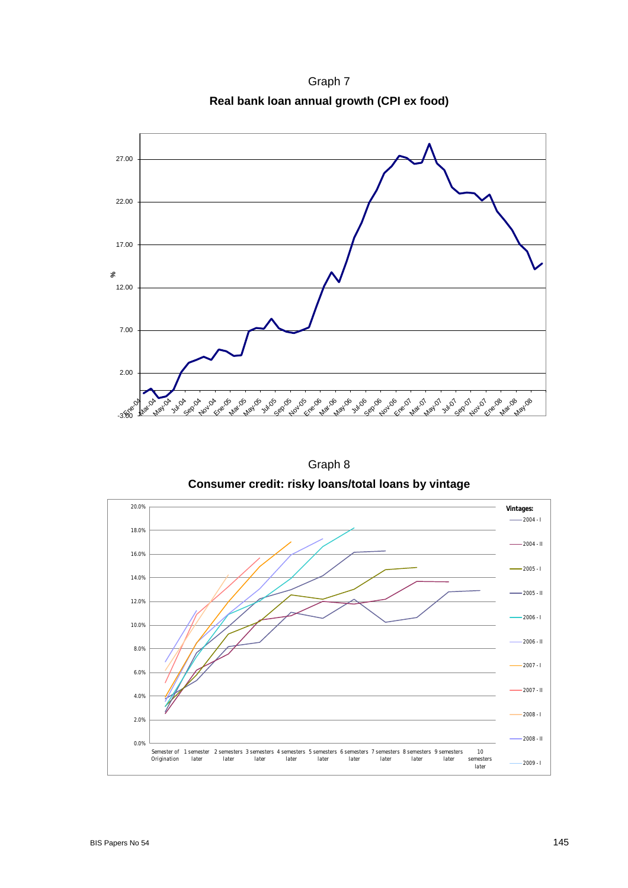Graph 7

**Real bank loan annual growth (CPI ex food)**

%

27.00
22.00
17.00
12.00
7.00
2.00
-3.00

Ene-04 Mar-04 May-04 Jul-04 Sep-04 Nov-04 Ene-05 Mar-05 May-05 Jul-05 Sep-05 Nov-05 Ene-06 Mar-06 May-06 Jul-06 Sep-06 Nov-06 Ene-07 Mar-07 May-07 Jul-07 Sep-07 Nov-07 Ene-08 Mar-08 May-08

Graph 8

**Consumer credit: risky loans/total loans by vintage**

20.0%
18.0%
16.0%
14.0%
12.0%
10.0%
8.0%
6.0%
4.0%
2.0%
0.0%

Semester of Origination, 1 semester later, 2 semesters later, 3 semesters later, 4 semesters later, 5 semesters later, 6 semesters later, 7 semesters later, 8 semesters later, 9 semesters later, 10 semesters later

**Vintages:**
2004 - I
2004 - II
2005 - I
2005 - II
2006 - I
2006 - II
2007 - I
2007 - II
2008 - I
2008 - II
2009 - I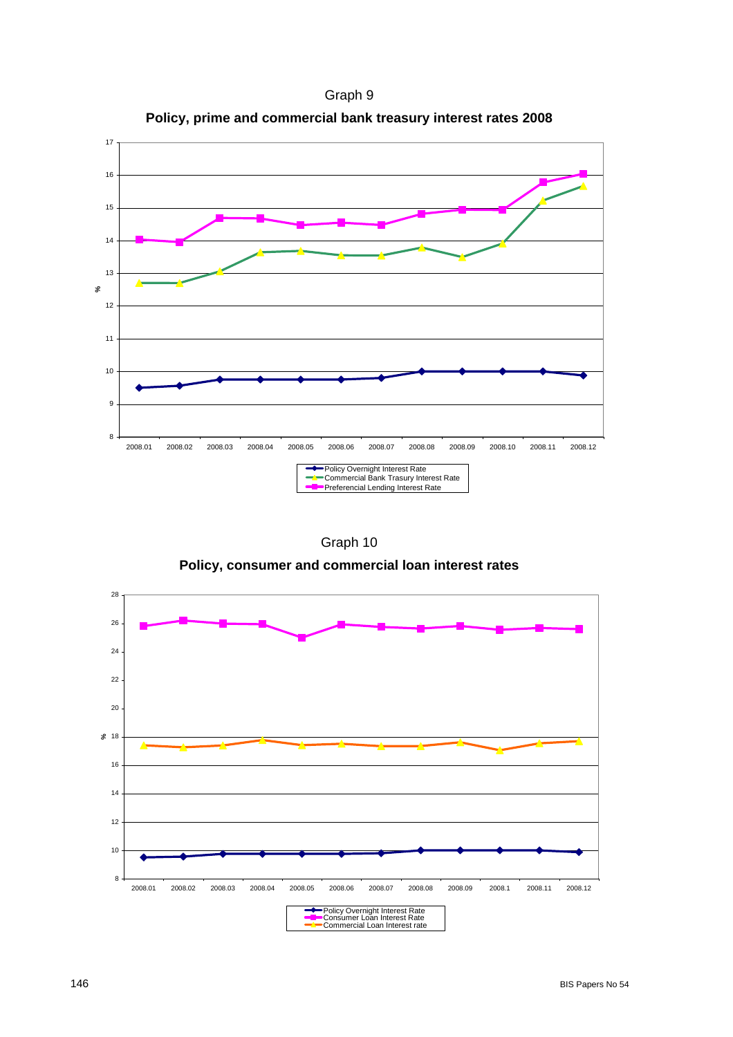Graph 9

**Policy, prime and commercial bank treasury interest rates 2008**

Graph 10

**Policy, consumer and commercial loan interest rates**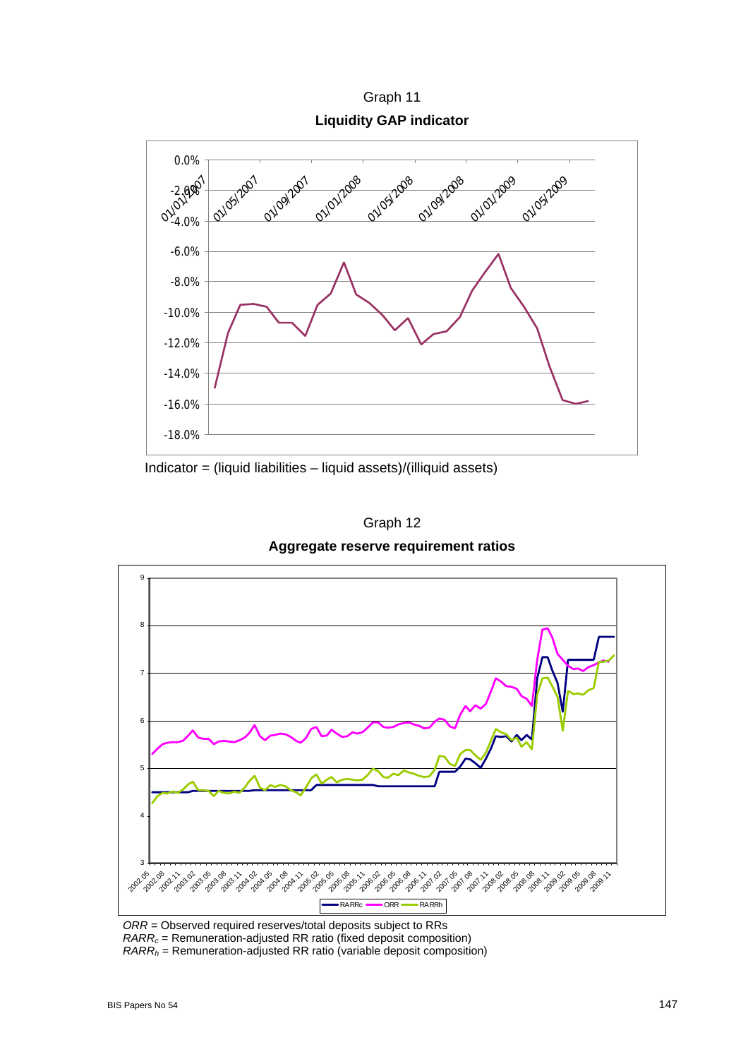Graph 11

**Liquidity GAP indicator**

0.0%
-2.0%
-4.0%
-6.0%
-8.0%
-10.0%
-12.0%
-14.0%
-16.0%
-18.0%

01/01/2007
01/05/2007
01/09/2007
01/01/2008
01/05/2008
01/09/2008
01/01/2009
01/05/2009

Indicator = (liquid liabilities – liquid assets)/(illiquid assets)

Graph 12

**Aggregate reserve requirement ratios**

9
8
7
6
5
4
3

2002.05 2002.08 2002.11 2003.02 2003.05 2003.08 2003.11 2004.02 2004.05 2004.08 2004.11 2005.02 2005.05 2005.08 2005.11 2006.02 2006.05 2006.08 2006.11 2007.02 2007.05 2007.08 2007.11 2008.02 2008.05 2008.08 2008.11 2009.02 2009.05 2009.08 2009.11

RARRc ORR RARRh

*ORR* = Observed required reserves/total deposits subject to RRs
$RARR_c$ = Remuneration-adjusted RR ratio (fixed deposit composition)
$RARR_h$ = Remuneration-adjusted RR ratio (variable deposit composition)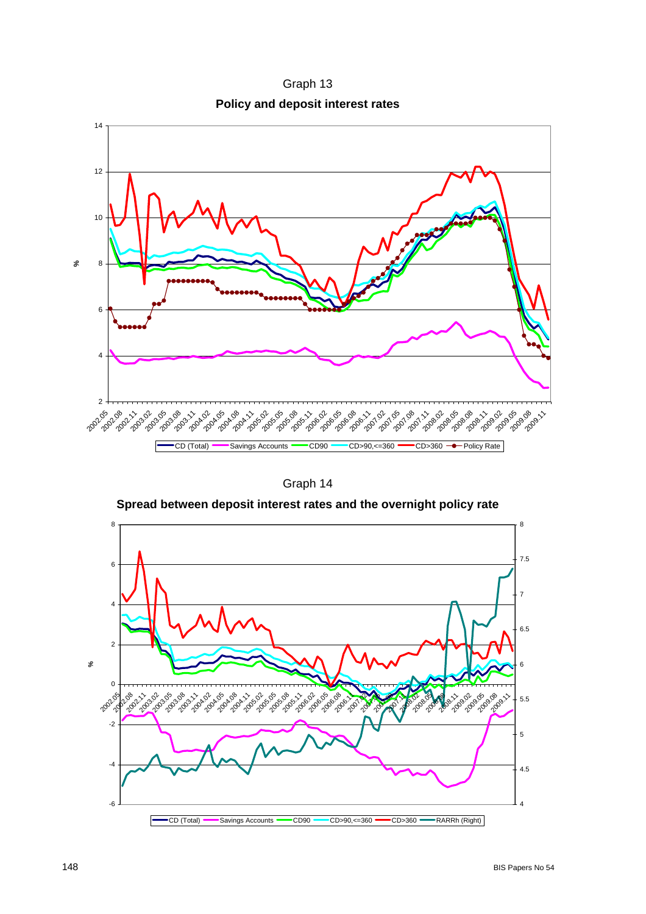Graph 13

**Policy and deposit interest rates**

14
12
10
8
6
4
2

%

2002.05 2002.08 2002.11 2003.02 2003.05 2003.08 2003.11 2004.02 2004.05 2004.08 2004.11 2005.02 2005.05 2005.08 2005.11 2006.02 2006.05 2006.08 2006.11 2007.02 2007.05 2007.08 2007.11 2008.02 2008.05 2008.08 2008.11 2009.02 2009.05 2009.08 2009.11

CD (Total) Savings Accounts CD90 CD>90,<=360 CD>360 Policy Rate

Graph 14

**Spread between deposit interest rates and the overnight policy rate**

8
6
4
2
0
-2
-4
-6

%

8
7.5
7
6.5
6
5.5
5
4.5
4

2002.05 2002.08 2002.11 2003.02 2003.05 2003.08 2003.11 2004.02 2004.05 2004.08 2004.11 2005.02 2005.05 2005.08 2005.11 2006.02 2006.05 2006.08 2006.11 2007.02 2007.05 2007.08 2007.11 2008.02 2008.05 2008.08 2008.11 2009.02 2009.05 2009.08 2009.11

CD (Total) Savings Accounts CD90 CD>90,<=360 CD>360 RARRh (Right)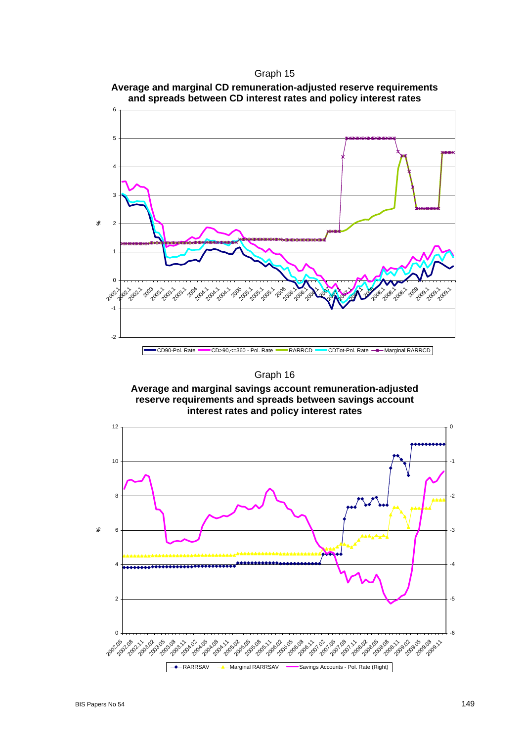Graph 15

**Average and marginal CD remuneration-adjusted reserve requirements and spreads between CD interest rates and policy interest rates**

%

6
5
4
3
2
1
0
-1
-2

2002.1, 2002.1, 2002.1, 2003, 2003.1, 2003.1, 2003.1, 2004, 2004.1, 2004.1, 2004.1, 2005, 2005.1, 2005.1, 2005.1, 2006, 2006.1, 2006.1, 2006.1, 2007, 2007.1, 2007.1, 2007.1, 2008, 2008.1, 2008.1, 2008.1, 2009, 2009.1, 2009.1, 2009.1

CD90-Pol. Rate — CD>90,<=360 - Pol. Rate — RARRCD — CDTot-Pol. Rate — Marginal RARRCD

Graph 16

**Average and marginal savings account remuneration-adjusted reserve requirements and spreads between savings account interest rates and policy interest rates**

%

12
10
8
6
4
2
0

0
-1
-2
-3
-4
-5
-6

2002.05, 2002.08, 2002.11, 2003.02, 2003.05, 2003.08, 2003.11, 2004.02, 2004.05, 2004.08, 2004.11, 2005.02, 2005.05, 2005.08, 2005.11, 2006.02, 2006.05, 2006.08, 2006.11, 2007.02, 2007.05, 2007.08, 2007.11, 2008.02, 2008.05, 2008.08, 2008.11, 2009.02, 2009.05, 2009.08, 2009.11

RARRSAV — Marginal RARRSAV — Savings Accounts - Pol. Rate (Right)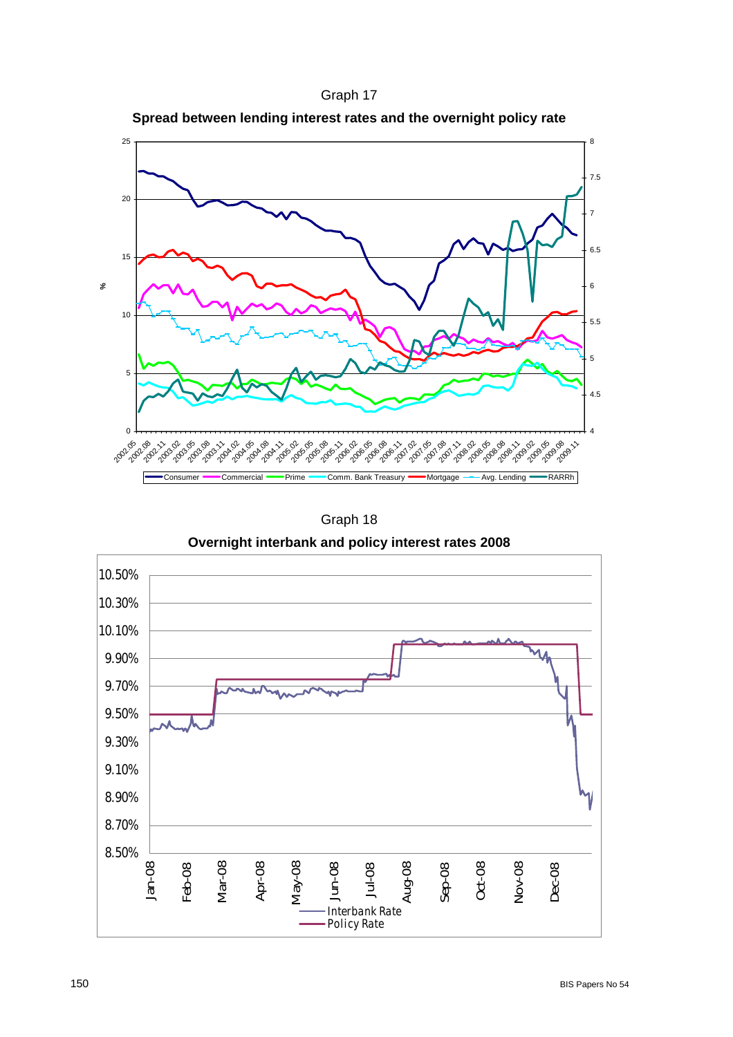Graph 17

**Spread between lending interest rates and the overnight policy rate**

%

25
20
15
10
5
0

8
7.5
7
6.5
6
5.5
5
4.5
4

2002.05 2002.08 2002.11 2003.02 2003.05 2003.08 2003.11 2004.02 2004.05 2004.08 2004.11 2005.02 2005.05 2005.08 2005.11 2006.02 2006.05 2006.08 2006.11 2007.02 2007.05 2007.08 2007.11 2008.02 2008.05 2008.08 2008.11 2009.02 2009.05 2009.08 2009.11

Consumer, Commercial, Prime, Comm. Bank Treasury, Mortgage, Avg. Lending, RARRh

Graph 18

**Overnight interbank and policy interest rates 2008**

10.50%
10.30%
10.10%
9.90%
9.70%
9.50%
9.30%
9.10%
8.90%
8.70%
8.50%

Jan-08 Feb-08 Mar-08 Apr-08 May-08 Jun-08 Jul-08 Aug-08 Sep-08 Oct-08 Nov-08 Dec-08

Interbank Rate
Policy Rate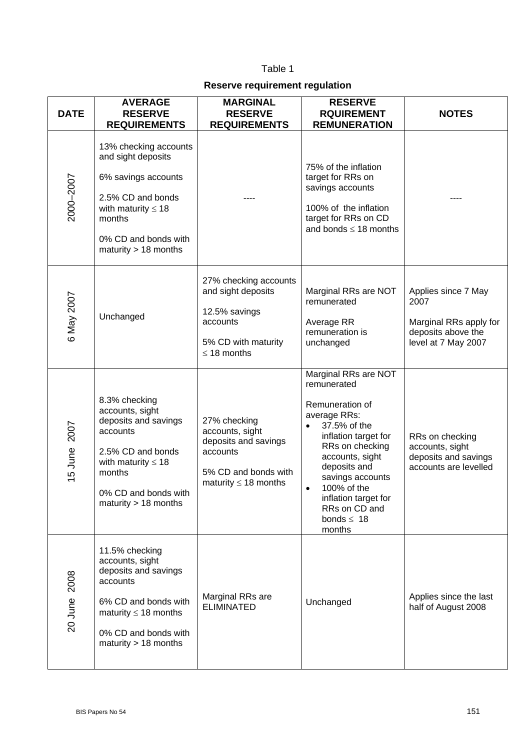Table 1

**Reserve requirement regulation**

| DATE | AVERAGE RESERVE REQUIREMENTS | MARGINAL RESERVE REQUIREMENTS | RESERVE RQUIREMENT REMUNERATION | NOTES |
|---|---|---|---|---|
| 2000–2007 | 13% checking accounts and sight deposits<br><br>6% savings accounts<br><br>2.5% CD and bonds with maturity ≤ 18 months<br><br>0% CD and bonds with maturity > 18 months | ---- | 75% of the inflation target for RRs on savings accounts<br><br>100% of the inflation target for RRs on CD and bonds ≤ 18 months | ---- |
| 6 May 2007 | Unchanged | 27% checking accounts and sight deposits<br><br>12.5% savings accounts<br><br>5% CD with maturity ≤ 18 months | Marginal RRs are NOT remunerated<br><br>Average RR remuneration is unchanged | Applies since 7 May 2007<br><br>Marginal RRs apply for deposits above the level at 7 May 2007 |
| 15 June 2007 | 8.3% checking accounts, sight deposits and savings accounts<br><br>2.5% CD and bonds with maturity ≤ 18 months<br><br>0% CD and bonds with maturity > 18 months | 27% checking accounts, sight deposits and savings accounts<br><br>5% CD and bonds with maturity ≤ 18 months | Marginal RRs are NOT remunerated<br><br>Remuneration of average RRs:<br>• 37.5% of the inflation target for RRs on checking accounts, sight deposits and savings accounts<br>• 100% of the inflation target for RRs on CD and bonds ≤ 18 months | RRs on checking accounts, sight deposits and savings accounts are levelled |
| 20 June 2008 | 11.5% checking accounts, sight deposits and savings accounts<br><br>6% CD and bonds with maturity ≤ 18 months<br><br>0% CD and bonds with maturity > 18 months | Marginal RRs are ELIMINATED | Unchanged | Applies since the last half of August 2008 |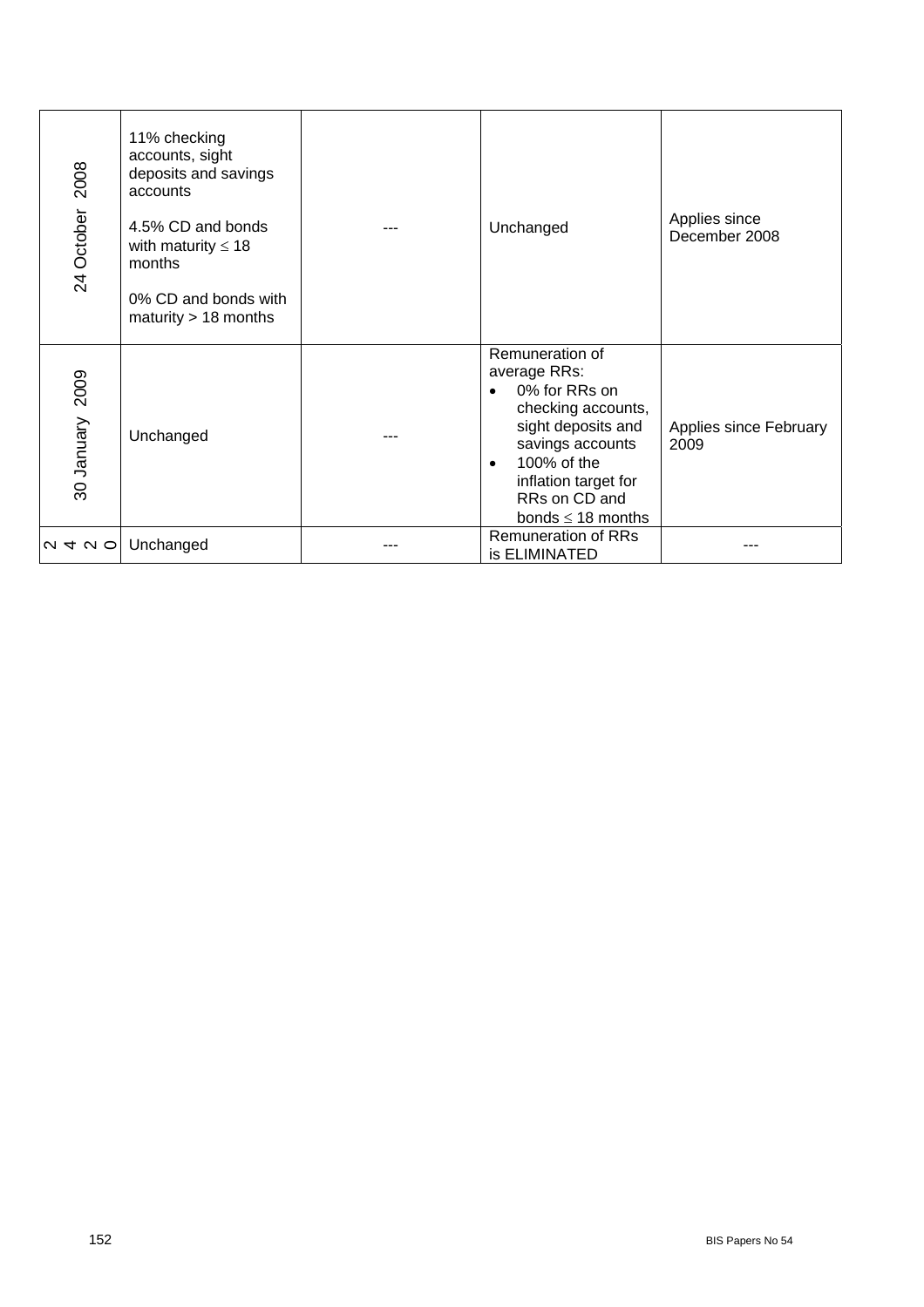| | | | | |
|---|---|---|---|---|
| 24 October 2008 | 11% checking accounts, sight deposits and savings accounts<br><br>4.5% CD and bonds with maturity ≤ 18 months<br><br>0% CD and bonds with maturity > 18 months | --- | Unchanged | Applies since December 2008 |
| 30 January 2009 | Unchanged | --- | Remuneration of average RRs:<br>• 0% for RRs on checking accounts, sight deposits and savings accounts<br>• 100% of the inflation target for RRs on CD and bonds ≤ 18 months | Applies since February 2009 |
| 2420 | Unchanged | --- | Remuneration of RRs is ELIMINATED | --- |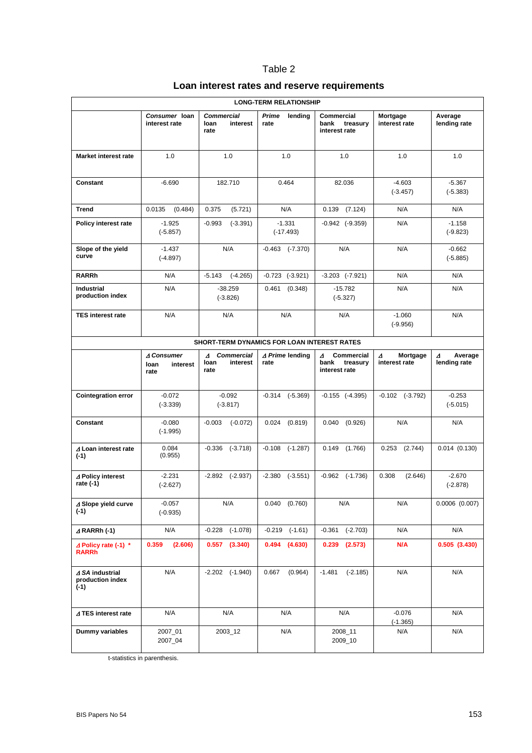# Table 2

## Loan interest rates and reserve requirements

| LONG-TERM RELATIONSHIP | | | | | | |
|---|---|---|---|---|---|---|
| | *Consumer* loan interest rate | *Commercial* loan interest rate | *Prime* lending rate | Commercial bank treasury interest rate | Mortgage interest rate | Average lending rate |
| **Market interest rate** | 1.0 | 1.0 | 1.0 | 1.0 | 1.0 | 1.0 |
| **Constant** | -6.690 | 182.710 | 0.464 | 82.036 | -4.603 (-3.457) | -5.367 (-5.383) |
| **Trend** | 0.0135 (0.484) | 0.375 (5.721) | N/A | 0.139 (7.124) | N/A | N/A |
| **Policy interest rate** | -1.925 (-5.857) | -0.993 (-3.391) | -1.331 (-17.493) | -0.942 (-9.359) | N/A | -1.158 (-9.823) |
| **Slope of the yield curve** | -1.437 (-4.897) | N/A | -0.463 (-7.370) | N/A | N/A | -0.662 (-5.885) |
| **RARRh** | N/A | -5.143 (-4.265) | -0.723 (-3.921) | -3.203 (-7.921) | N/A | N/A |
| **Industrial production index** | N/A | -38.259 (-3.826) | 0.461 (0.348) | -15.782 (-5.327) | N/A | N/A |
| **TES interest rate** | N/A | N/A | N/A | N/A | -1.060 (-9.956) | N/A |
| **SHORT-TERM DYNAMICS FOR LOAN INTEREST RATES** | | | | | | |
| | ⊿ *Consumer* loan interest rate | ⊿ *Commercial* loan interest rate | ⊿ *Prime* lending rate | ⊿ Commercial bank treasury interest rate | ⊿ Mortgage interest rate | ⊿ Average lending rate |
| **Cointegration error** | -0.072 (-3.339) | -0.092 (-3.817) | -0.314 (-5.369) | -0.155 (-4.395) | -0.102 (-3.792) | -0.253 (-5.015) |
| **Constant** | -0.080 (-1.995) | -0.003 (-0.072) | 0.024 (0.819) | 0.040 (0.926) | N/A | N/A |
| **⊿ Loan interest rate (-1)** | 0.084 (0.955) | -0.336 (-3.718) | -0.108 (-1.287) | 0.149 (1.766) | 0.253 (2.744) | 0.014 (0.130) |
| **⊿ Policy interest rate (-1)** | -2.231 (-2.627) | -2.892 (-2.937) | -2.380 (-3.551) | -0.962 (-1.736) | 0.308 (2.646) | -2.670 (-2.878) |
| **⊿ Slope yield curve (-1)** | -0.057 (-0.935) | N/A | 0.040 (0.760) | N/A | N/A | 0.0006 (0.007) |
| **⊿ RARRh (-1)** | N/A | -0.228 (-1.078) | -0.219 (-1.61) | -0.361 (-2.703) | N/A | N/A |
| **⊿ Policy rate (-1) * RARRh** | **0.359 (2.606)** | **0.557 (3.340)** | **0.494 (4.630)** | **0.239 (2.573)** | **N/A** | **0.505 (3.430)** |
| **⊿ *SA* industrial production index (-1)** | N/A | -2.202 (-1.940) | 0.667 (0.964) | -1.481 (-2.185) | N/A | N/A |
| **⊿ TES interest rate** | N/A | N/A | N/A | N/A | -0.076 (-1.365) | N/A |
| **Dummy variables** | 2007_01 2007_04 | 2003_12 | N/A | 2008_11 2009_10 | N/A | N/A |

t-statistics in parenthesis.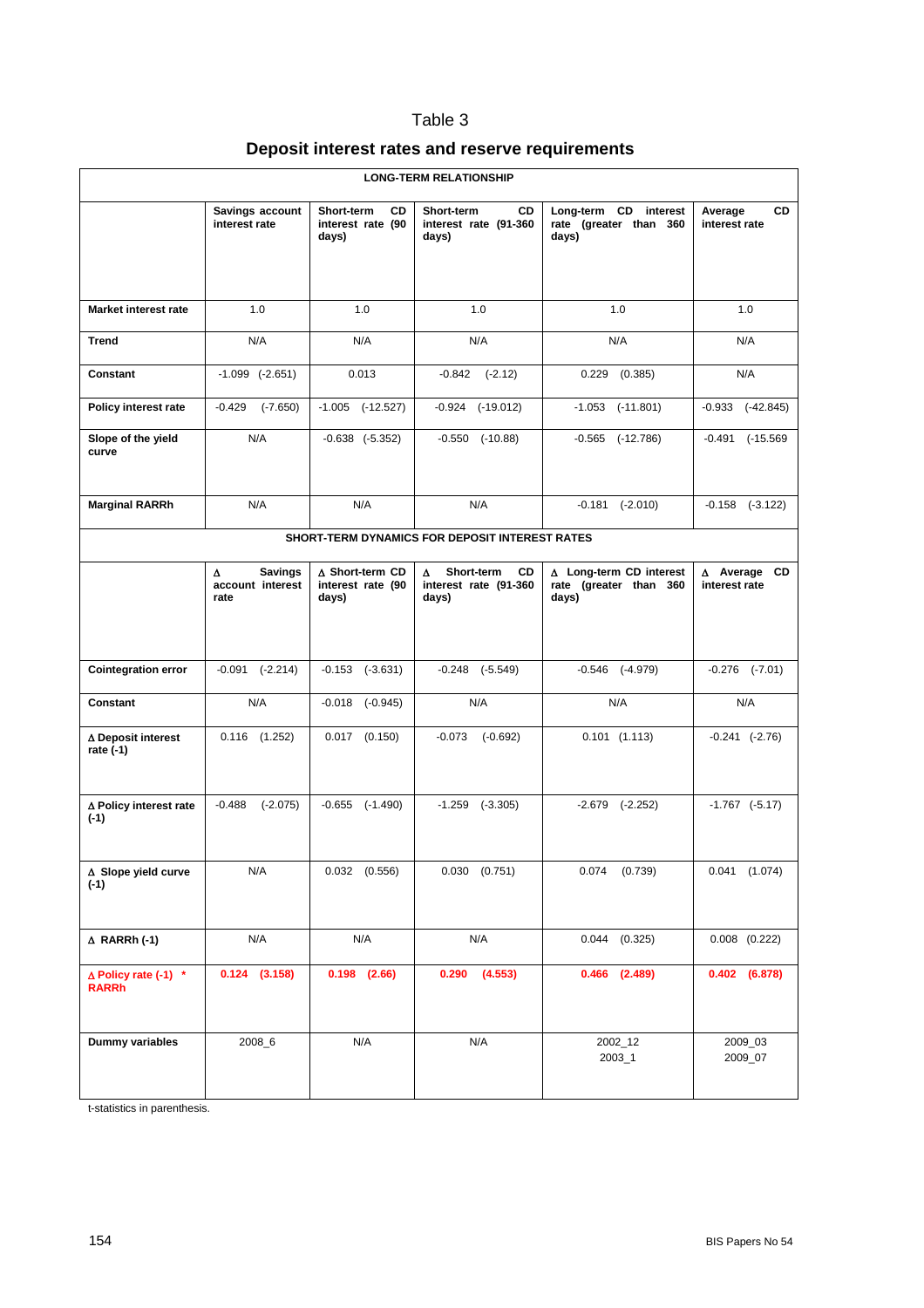Table 3

## Deposit interest rates and reserve requirements

| LONG-TERM RELATIONSHIP | | | | | |
|---|---|---|---|---|---|
| | **Savings account interest rate** | **Short-term CD interest rate (90 days)** | **Short-term CD interest rate (91-360 days)** | **Long-term CD interest rate (greater than 360 days)** | **Average CD interest rate** |
| **Market interest rate** | 1.0 | 1.0 | 1.0 | 1.0 | 1.0 |
| **Trend** | N/A | N/A | N/A | N/A | N/A |
| **Constant** | -1.099 (-2.651) | 0.013 | -0.842 (-2.12) | 0.229 (0.385) | N/A |
| **Policy interest rate** | -0.429 (-7.650) | -1.005 (-12.527) | -0.924 (-19.012) | -1.053 (-11.801) | -0.933 (-42.845) |
| **Slope of the yield curve** | N/A | -0.638 (-5.352) | -0.550 (-10.88) | -0.565 (-12.786) | -0.491 (-15.569 |
| **Marginal RARRh** | N/A | N/A | N/A | -0.181 (-2.010) | -0.158 (-3.122) |
| **SHORT-TERM DYNAMICS FOR DEPOSIT INTEREST RATES** | | | | | |
| | **Δ Savings account interest rate** | **Δ Short-term CD interest rate (90 days)** | **Δ Short-term CD interest rate (91-360 days)** | **Δ Long-term CD interest rate (greater than 360 days)** | **Δ Average CD interest rate** |
| **Cointegration error** | -0.091 (-2.214) | -0.153 (-3.631) | -0.248 (-5.549) | -0.546 (-4.979) | -0.276 (-7.01) |
| **Constant** | N/A | -0.018 (-0.945) | N/A | N/A | N/A |
| **Δ Deposit interest rate (-1)** | 0.116 (1.252) | 0.017 (0.150) | -0.073 (-0.692) | 0.101 (1.113) | -0.241 (-2.76) |
| **Δ Policy interest rate (-1)** | -0.488 (-2.075) | -0.655 (-1.490) | -1.259 (-3.305) | -2.679 (-2.252) | -1.767 (-5.17) |
| **Δ Slope yield curve (-1)** | N/A | 0.032 (0.556) | 0.030 (0.751) | 0.074 (0.739) | 0.041 (1.074) |
| **Δ RARRh (-1)** | N/A | N/A | N/A | 0.044 (0.325) | 0.008 (0.222) |
| **Δ Policy rate (-1) * RARRh** | **0.124 (3.158)** | **0.198 (2.66)** | **0.290 (4.553)** | **0.466 (2.489)** | **0.402 (6.878)** |
| **Dummy variables** | 2008_6 | N/A | N/A | 2002_12 2003_1 | 2009_03 2009_07 |

t-statistics in parenthesis.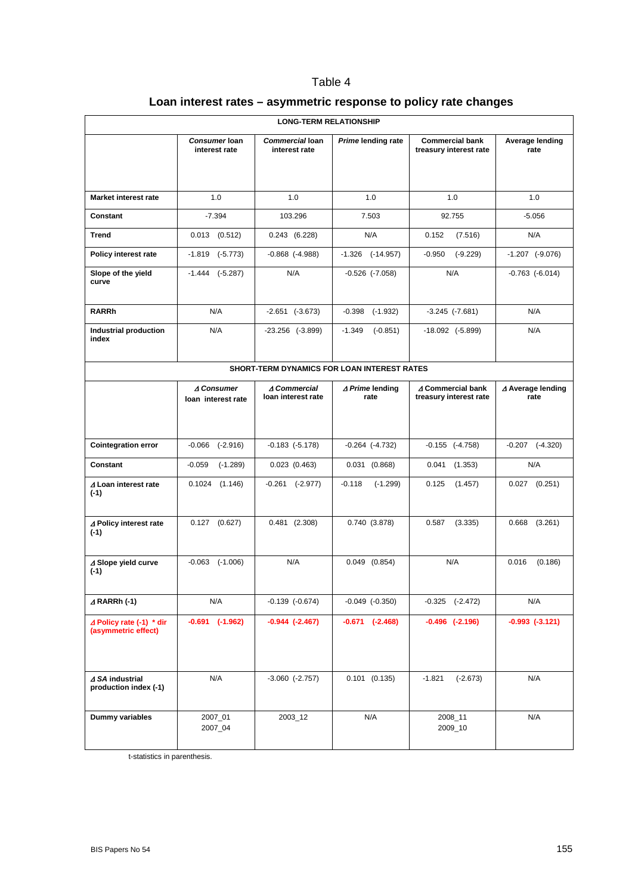Table 4

## Loan interest rates – asymmetric response to policy rate changes

| LONG-TERM RELATIONSHIP | | | | | |
|---|---|---|---|---|---|
| | ***Consumer* loan interest rate** | ***Commercial* loan interest rate** | ***Prime* lending rate** | **Commercial bank treasury interest rate** | **Average lending rate** |
| **Market interest rate** | 1.0 | 1.0 | 1.0 | 1.0 | 1.0 |
| **Constant** | -7.394 | 103.296 | 7.503 | 92.755 | -5.056 |
| **Trend** | 0.013 (0.512) | 0.243 (6.228) | N/A | 0.152 (7.516) | N/A |
| **Policy interest rate** | -1.819 (-5.773) | -0.868 (-4.988) | -1.326 (-14.957) | -0.950 (-9.229) | -1.207 (-9.076) |
| **Slope of the yield curve** | -1.444 (-5.287) | N/A | -0.526 (-7.058) | N/A | -0.763 (-6.014) |
| **RARRh** | N/A | -2.651 (-3.673) | -0.398 (-1.932) | -3.245 (-7.681) | N/A |
| **Industrial production index** | N/A | -23.256 (-3.899) | -1.349 (-0.851) | -18.092 (-5.899) | N/A |
| **SHORT-TERM DYNAMICS FOR LOAN INTEREST RATES** | | | | | |
| | **⊿ *Consumer* loan interest rate** | **⊿ *Commercial* loan interest rate** | **⊿ *Prime* lending rate** | **⊿ Commercial bank treasury interest rate** | **⊿ Average lending rate** |
| **Cointegration error** | -0.066 (-2.916) | -0.183 (-5.178) | -0.264 (-4.732) | -0.155 (-4.758) | -0.207 (-4.320) |
| **Constant** | -0.059 (-1.289) | 0.023 (0.463) | 0.031 (0.868) | 0.041 (1.353) | N/A |
| **⊿ Loan interest rate (-1)** | 0.1024 (1.146) | -0.261 (-2.977) | -0.118 (-1.299) | 0.125 (1.457) | 0.027 (0.251) |
| **⊿ Policy interest rate (-1)** | 0.127 (0.627) | 0.481 (2.308) | 0.740 (3.878) | 0.587 (3.335) | 0.668 (3.261) |
| **⊿ Slope yield curve (-1)** | -0.063 (-1.006) | N/A | 0.049 (0.854) | N/A | 0.016 (0.186) |
| **⊿ RARRh (-1)** | N/A | -0.139 (-0.674) | -0.049 (-0.350) | -0.325 (-2.472) | N/A |
| **⊿ Policy rate (-1) * dir (asymmetric effect)** | **-0.691 (-1.962)** | **-0.944 (-2.467)** | **-0.671 (-2.468)** | **-0.496 (-2.196)** | **-0.993 (-3.121)** |
| **⊿ *SA* industrial production index (-1)** | N/A | -3.060 (-2.757) | 0.101 (0.135) | -1.821 (-2.673) | N/A |
| **Dummy variables** | 2007_01 2007_04 | 2003_12 | N/A | 2008_11 2009_10 | N/A |

t-statistics in parenthesis.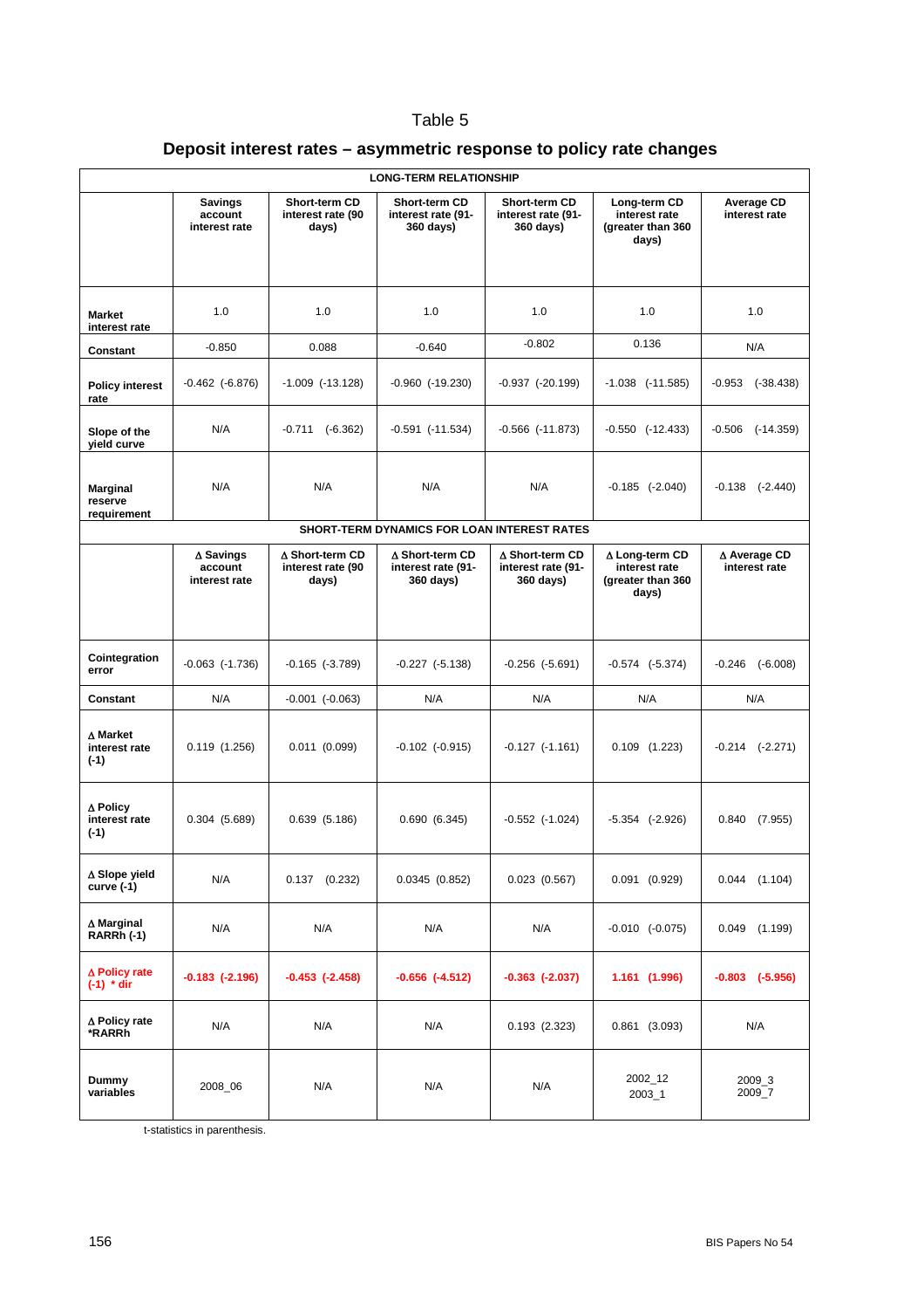# Table 5

## Deposit interest rates – asymmetric response to policy rate changes

| LONG-TERM RELATIONSHIP | | | | | | |
|---|---|---|---|---|---|---|
| | **Savings account interest rate** | **Short-term CD interest rate (90 days)** | **Short-term CD interest rate (91-360 days)** | **Short-term CD interest rate (91-360 days)** | **Long-term CD interest rate (greater than 360 days)** | **Average CD interest rate** |
| **Market interest rate** | 1.0 | 1.0 | 1.0 | 1.0 | 1.0 | 1.0 |
| **Constant** | -0.850 | 0.088 | -0.640 | -0.802 | 0.136 | N/A |
| **Policy interest rate** | -0.462 (-6.876) | -1.009 (-13.128) | -0.960 (-19.230) | -0.937 (-20.199) | -1.038 (-11.585) | -0.953 (-38.438) |
| **Slope of the yield curve** | N/A | -0.711 (-6.362) | -0.591 (-11.534) | -0.566 (-11.873) | -0.550 (-12.433) | -0.506 (-14.359) |
| **Marginal reserve requirement** | N/A | N/A | N/A | N/A | -0.185 (-2.040) | -0.138 (-2.440) |
| **SHORT-TERM DYNAMICS FOR LOAN INTEREST RATES** | | | | | | |
| | **Δ Savings account interest rate** | **Δ Short-term CD interest rate (90 days)** | **Δ Short-term CD interest rate (91-360 days)** | **Δ Short-term CD interest rate (91-360 days)** | **Δ Long-term CD interest rate (greater than 360 days)** | **Δ Average CD interest rate** |
| **Cointegration error** | -0.063 (-1.736) | -0.165 (-3.789) | -0.227 (-5.138) | -0.256 (-5.691) | -0.574 (-5.374) | -0.246 (-6.008) |
| **Constant** | N/A | -0.001 (-0.063) | N/A | N/A | N/A | N/A |
| **Δ Market interest rate (-1)** | 0.119 (1.256) | 0.011 (0.099) | -0.102 (-0.915) | -0.127 (-1.161) | 0.109 (1.223) | -0.214 (-2.271) |
| **Δ Policy interest rate (-1)** | 0.304 (5.689) | 0.639 (5.186) | 0.690 (6.345) | -0.552 (-1.024) | -5.354 (-2.926) | 0.840 (7.955) |
| **Δ Slope yield curve (-1)** | N/A | 0.137 (0.232) | 0.0345 (0.852) | 0.023 (0.567) | 0.091 (0.929) | 0.044 (1.104) |
| **Δ Marginal RARRh (-1)** | N/A | N/A | N/A | N/A | -0.010 (-0.075) | 0.049 (1.199) |
| **Δ Policy rate (-1) * dir** | **-0.183 (-2.196)** | **-0.453 (-2.458)** | **-0.656 (-4.512)** | **-0.363 (-2.037)** | **1.161 (1.996)** | **-0.803 (-5.956)** |
| **Δ Policy rate *RARRh** | N/A | N/A | N/A | 0.193 (2.323) | 0.861 (3.093) | N/A |
| **Dummy variables** | 2008_06 | N/A | N/A | N/A | 2002_12 2003_1 | 2009_3 2009_7 |

t-statistics in parenthesis.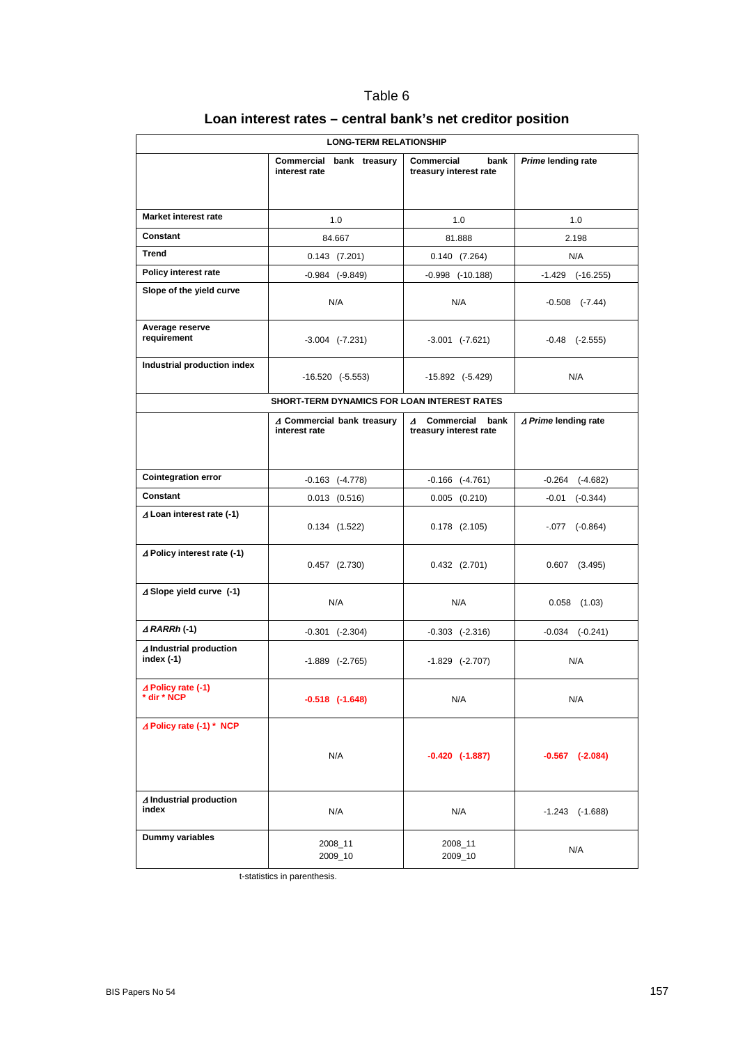Table 6

## Loan interest rates – central bank's net creditor position

| LONG-TERM RELATIONSHIP | | | |
|---|---|---|---|
| | **Commercial bank treasury interest rate** | **Commercial bank treasury interest rate** | ***Prime* lending rate** |
| **Market interest rate** | 1.0 | 1.0 | 1.0 |
| **Constant** | 84.667 | 81.888 | 2.198 |
| **Trend** | 0.143 (7.201) | 0.140 (7.264) | N/A |
| **Policy interest rate** | -0.984 (-9.849) | -0.998 (-10.188) | -1.429 (-16.255) |
| **Slope of the yield curve** | N/A | N/A | -0.508 (-7.44) |
| **Average reserve requirement** | -3.004 (-7.231) | -3.001 (-7.621) | -0.48 (-2.555) |
| **Industrial production index** | -16.520 (-5.553) | -15.892 (-5.429) | N/A |
| **SHORT-TERM DYNAMICS FOR LOAN INTEREST RATES** | | | |
| | **Δ Commercial bank treasury interest rate** | **Δ Commercial bank treasury interest rate** | **Δ *Prime* lending rate** |
| **Cointegration error** | -0.163 (-4.778) | -0.166 (-4.761) | -0.264 (-4.682) |
| **Constant** | 0.013 (0.516) | 0.005 (0.210) | -0.01 (-0.344) |
| **Δ Loan interest rate (-1)** | 0.134 (1.522) | 0.178 (2.105) | -.077 (-0.864) |
| **Δ Policy interest rate (-1)** | 0.457 (2.730) | 0.432 (2.701) | 0.607 (3.495) |
| **Δ Slope yield curve (-1)** | N/A | N/A | 0.058 (1.03) |
| **Δ *RARRh* (-1)** | -0.301 (-2.304) | -0.303 (-2.316) | -0.034 (-0.241) |
| **Δ Industrial production index (-1)** | -1.889 (-2.765) | -1.829 (-2.707) | N/A |
| **Δ Policy rate (-1) * dir * NCP** | **-0.518 (-1.648)** | N/A | N/A |
| **Δ Policy rate (-1) * NCP** | N/A | **-0.420 (-1.887)** | **-0.567 (-2.084)** |
| **Δ Industrial production index** | N/A | N/A | -1.243 (-1.688) |
| **Dummy variables** | 2008_11 2009_10 | 2008_11 2009_10 | N/A |

t-statistics in parenthesis.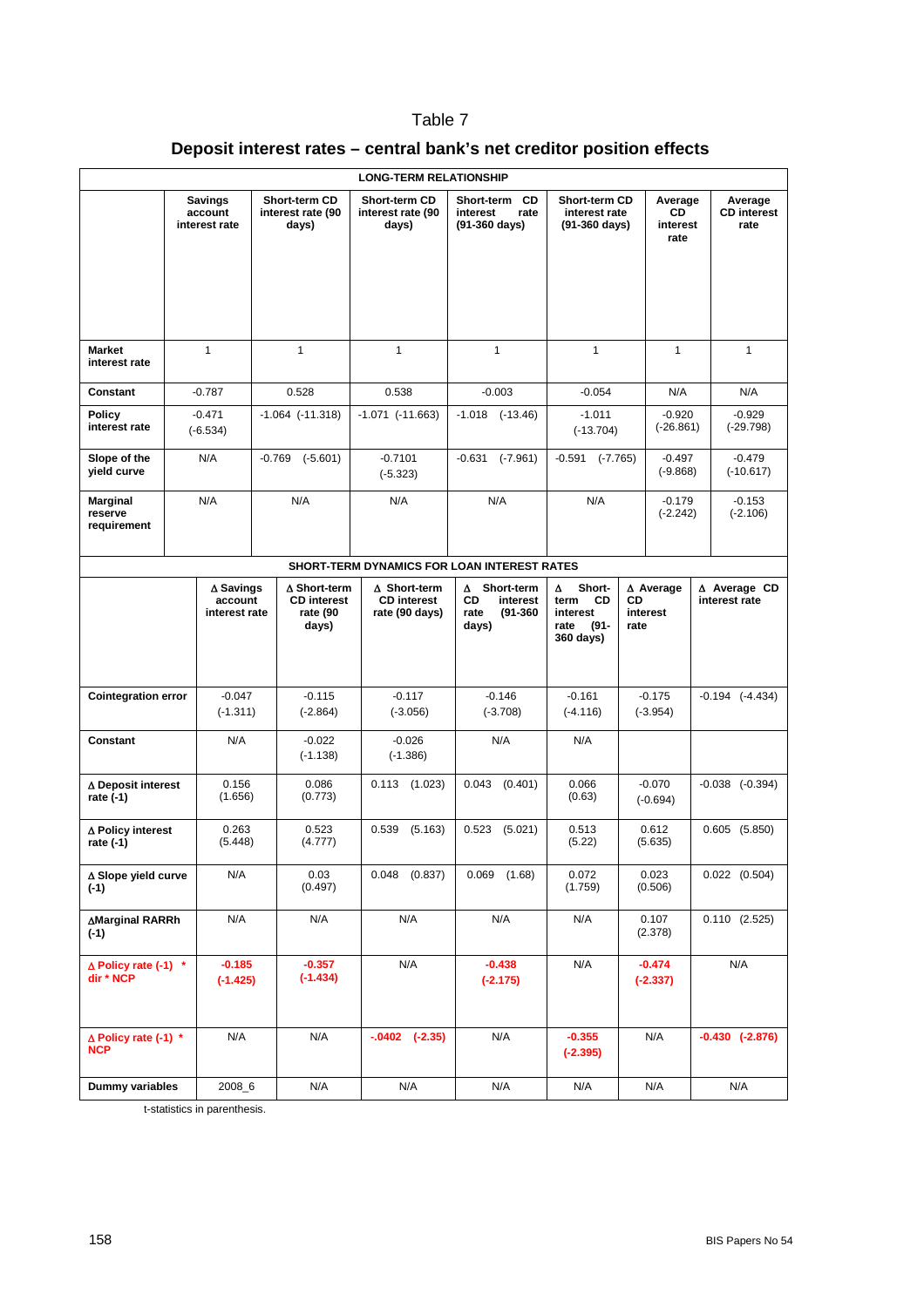Table 7

## Deposit interest rates – central bank's net creditor position effects

| LONG-TERM RELATIONSHIP | | | | | | | |
|---|---|---|---|---|---|---|---|
| | Savings account interest rate | Short-term CD interest rate (90 days) | Short-term CD interest rate (90 days) | Short-term CD interest rate (91-360 days) | Short-term CD interest rate (91-360 days) | Average CD interest rate | Average CD interest rate |
| **Market interest rate** | 1 | 1 | 1 | 1 | 1 | 1 | 1 |
| **Constant** | -0.787 | 0.528 | 0.538 | -0.003 | -0.054 | N/A | N/A |
| **Policy interest rate** | -0.471 (-6.534) | -1.064 (-11.318) | -1.071 (-11.663) | -1.018 (-13.46) | -1.011 (-13.704) | -0.920 (-26.861) | -0.929 (-29.798) |
| **Slope of the yield curve** | N/A | -0.769 (-5.601) | -0.7101 (-5.323) | -0.631 (-7.961) | -0.591 (-7.765) | -0.497 (-9.868) | -0.479 (-10.617) |
| **Marginal reserve requirement** | N/A | N/A | N/A | N/A | N/A | -0.179 (-2.242) | -0.153 (-2.106) |

| SHORT-TERM DYNAMICS FOR LOAN INTEREST RATES | | | | | | | |
|---|---|---|---|---|---|---|---|
| | Δ Savings account interest rate | Δ Short-term CD interest rate (90 days) | Δ Short-term CD interest rate (90 days) | Δ Short-term CD interest rate (91-360 days) | Δ Short-term CD interest rate (91-360 days) | Δ Average CD interest rate | Δ Average CD interest rate |
| **Cointegration error** | -0.047 (-1.311) | -0.115 (-2.864) | -0.117 (-3.056) | -0.146 (-3.708) | -0.161 (-4.116) | -0.175 (-3.954) | -0.194 (-4.434) |
| **Constant** | N/A | -0.022 (-1.138) | -0.026 (-1.386) | N/A | N/A | | |
| **Δ Deposit interest rate (-1)** | 0.156 (1.656) | 0.086 (0.773) | 0.113 (1.023) | 0.043 (0.401) | 0.066 (0.63) | -0.070 (-0.694) | -0.038 (-0.394) |
| **Δ Policy interest rate (-1)** | 0.263 (5.448) | 0.523 (4.777) | 0.539 (5.163) | 0.523 (5.021) | 0.513 (5.22) | 0.612 (5.635) | 0.605 (5.850) |
| **Δ Slope yield curve (-1)** | N/A | 0.03 (0.497) | 0.048 (0.837) | 0.069 (1.68) | 0.072 (1.759) | 0.023 (0.506) | 0.022 (0.504) |
| **ΔMarginal RARRh (-1)** | N/A | N/A | N/A | N/A | N/A | 0.107 (2.378) | 0.110 (2.525) |
| **Δ Policy rate (-1) * dir * NCP** | **-0.185 (-1.425)** | **-0.357 (-1.434)** | N/A | **-0.438 (-2.175)** | N/A | **-0.474 (-2.337)** | N/A |
| **Δ Policy rate (-1) * NCP** | N/A | N/A | **-.0402 (-2.35)** | N/A | **-0.355 (-2.395)** | N/A | **-0.430 (-2.876)** |
| **Dummy variables** | 2008_6 | N/A | N/A | N/A | N/A | N/A | N/A |

t-statistics in parenthesis.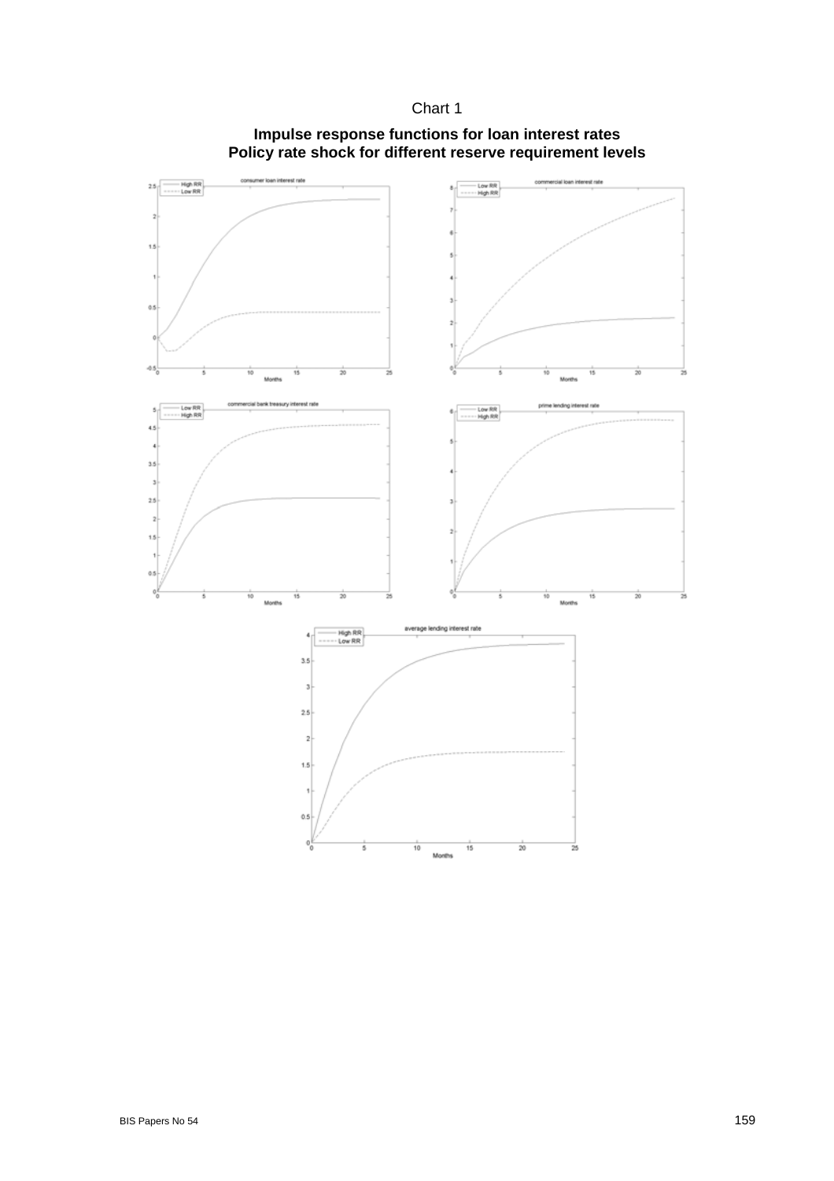Chart 1

**Impulse response functions for loan interest rates**
**Policy rate shock for different reserve requirement levels**

consumer loan interest rate

High RR
Low RR

2.5
2
1.5
1
0.5
0
-0.5

0 5 10 15 20 25

Months

commercial loan interest rate

Low RR
High RR

8
7
6
5
4
3
2
1
0

0 5 10 15 20 25

Months

commercial bank treasury interest rate

Low RR
High RR

5
4.5
4
3.5
3
2.5
2
1.5
1
0.5
0

0 5 10 15 20 25

Months

prime lending interest rate

Low RR
High RR

6
5
4
3
2
1
0

0 5 10 15 20 25

Months

average lending interest rate

High RR
Low RR

4
3.5
3
2.5
2
1.5
1
0.5
0

0 5 10 15 20 25

Months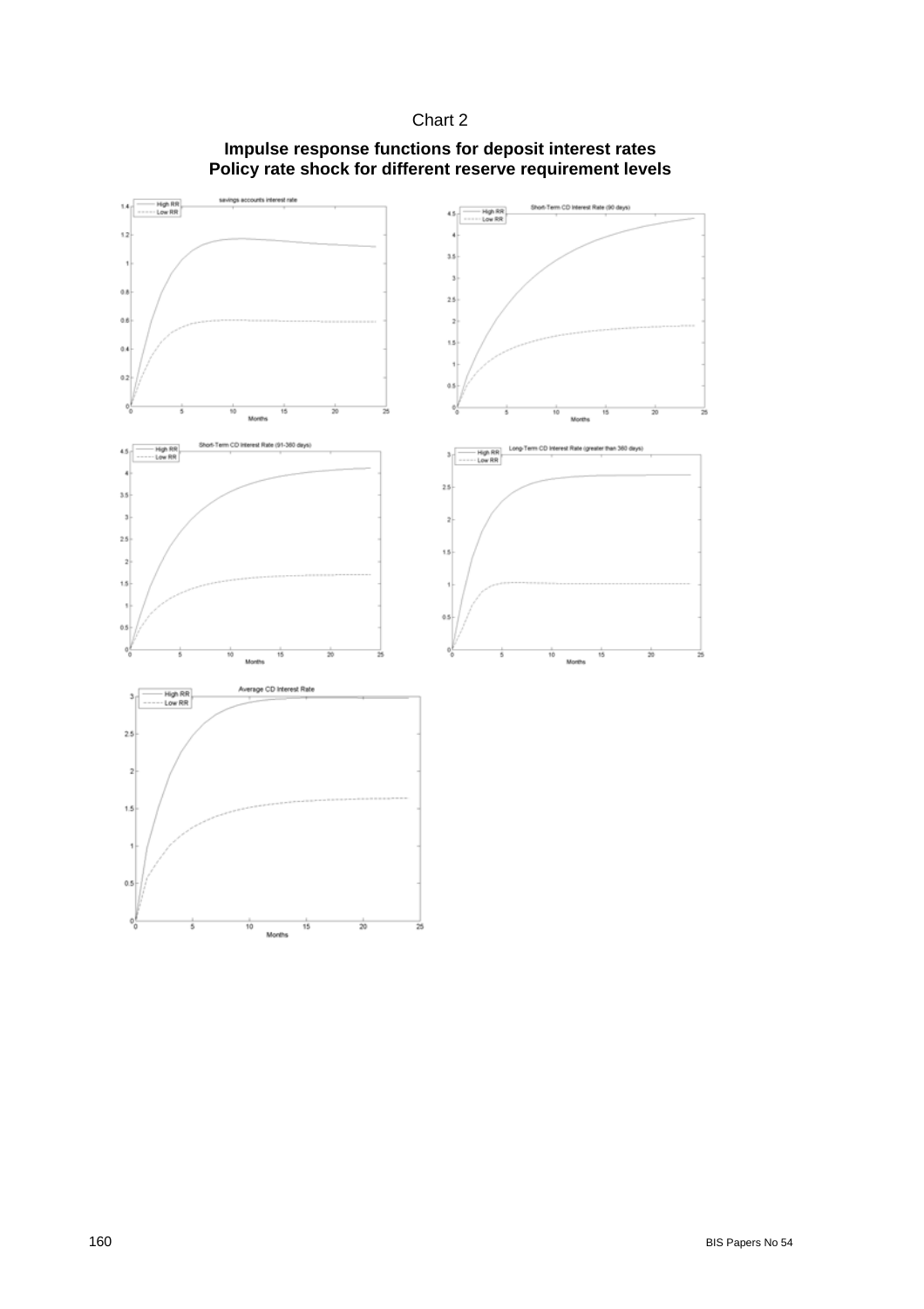Chart 2

**Impulse response functions for deposit interest rates**
**Policy rate shock for different reserve requirement levels**

savings accounts interest rate

High RR
Low RR

1.4
1.2
1
0.8
0.6
0.4
0.2
0

0 5 10 15 20 25
Months

Short-Term CD Interest Rate (90 days)

High RR
Low RR

4.5
4
3.5
3
2.5
2
1.5
1
0.5
0

0 5 10 15 20 25
Months

Short-Term CD Interest Rate (91-360 days)

High RR
Low RR

4.5
4
3.5
3
2.5
2
1.5
1
0.5
0

0 5 10 15 20 25
Months

Long-Term CD Interest Rate (greater than 360 days)

High RR
Low RR

3
2.5
2
1.5
1
0.5
0

0 5 10 15 20 25
Months

Average CD Interest Rate

High RR
Low RR

3
2.5
2
1.5
1
0.5
0

0 5 10 15 20 25
Months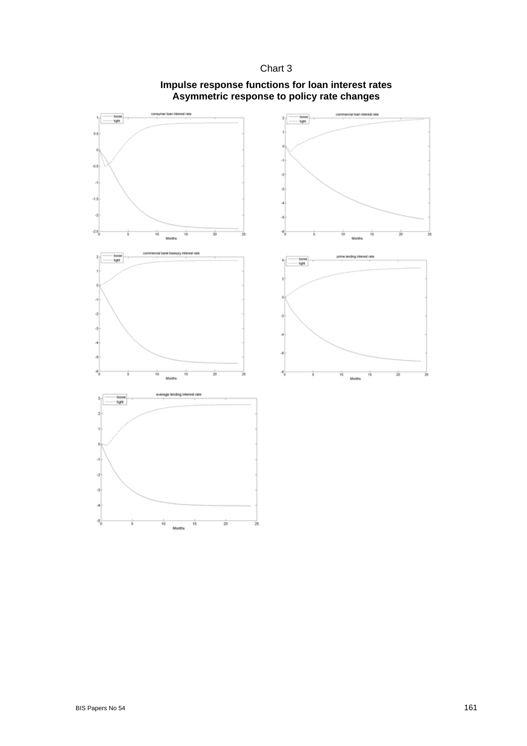Chart 3

**Impulse response functions for loan interest rates**
**Asymmetric response to policy rate changes**

consumer loan interest rate

loose
tight

1
0.5
0
-0.5
-1
-1.5
-2
-2.5

0 5 10 15 20 25
Months

commercial loan interest rate

loose
tight

2
1
0
-1
-2
-3
-4
-5
-6

0 5 10 15 20 25
Months

commercial bank treasury interest rate

loose
tight

2
1
0
-1
-2
-3
-4
-5
-6

0 5 10 15 20 25
Months

prime lending interest rate

loose
tight

4
2
0
-2
-4
-6
-8

0 5 10 15 20 25
Months

average lending interest rate

loose
tight

3
2
1
0
-1
-2
-3
-4
-5

0 5 10 15 20 25
Months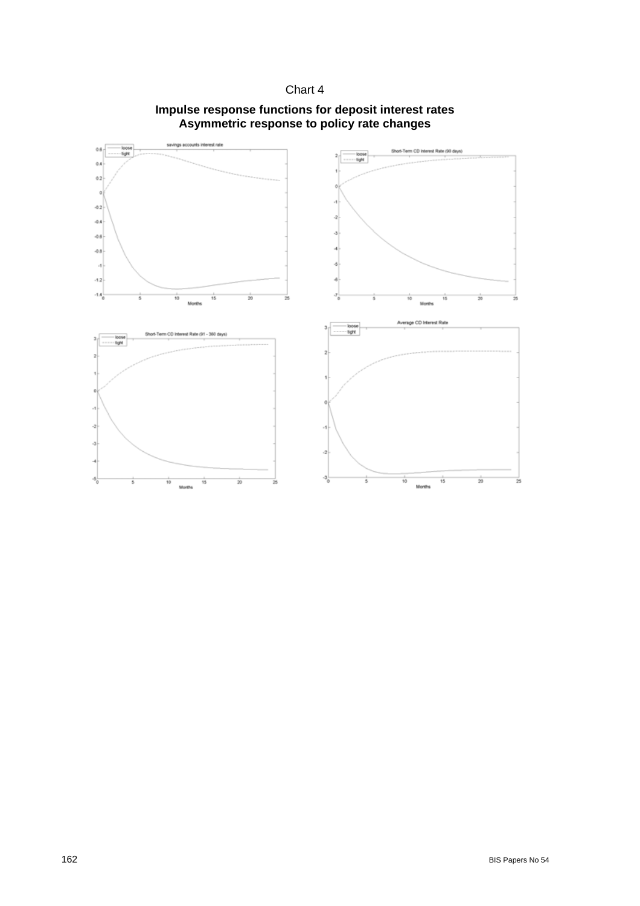Chart 4

**Impulse response functions for deposit interest rates**
**Asymmetric response to policy rate changes**

savings accounts interest rate

loose
tight

0.6
0.4
0.2
0
-0.2
-0.4
-0.6
-0.8
-1
-1.2
-1.4

0 5 10 15 20 25
Months

Short-Term CD Interest Rate (90 days)

loose
tight

2
1
0
-1
-2
-3
-4
-5
-6
-7

0 5 10 15 20 25
Months

Short-Term CD Interest Rate (91 - 360 days)

loose
tight

3
2
1
0
-1
-2
-3
-4
-5

0 5 10 15 20 25
Months

Average CD Interest Rate

loose
tight

3
2
1
0
-1
-2
-3

0 5 10 15 20 25
Months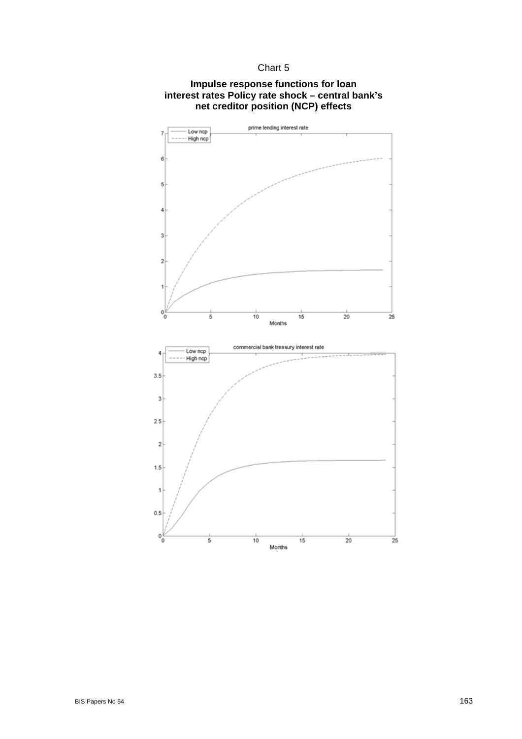Chart 5

**Impulse response functions for loan interest rates Policy rate shock – central bank's net creditor position (NCP) effects**

prime lending interest rate

Low ncp

High ncp

7

6

5

4

3

2

1

0

0 5 10 15 20 25

Months

commercial bank treasury interest rate

Low ncp

High ncp

4

3.5

3

2.5

2

1.5

1

0.5

0

0 5 10 15 20 25

Months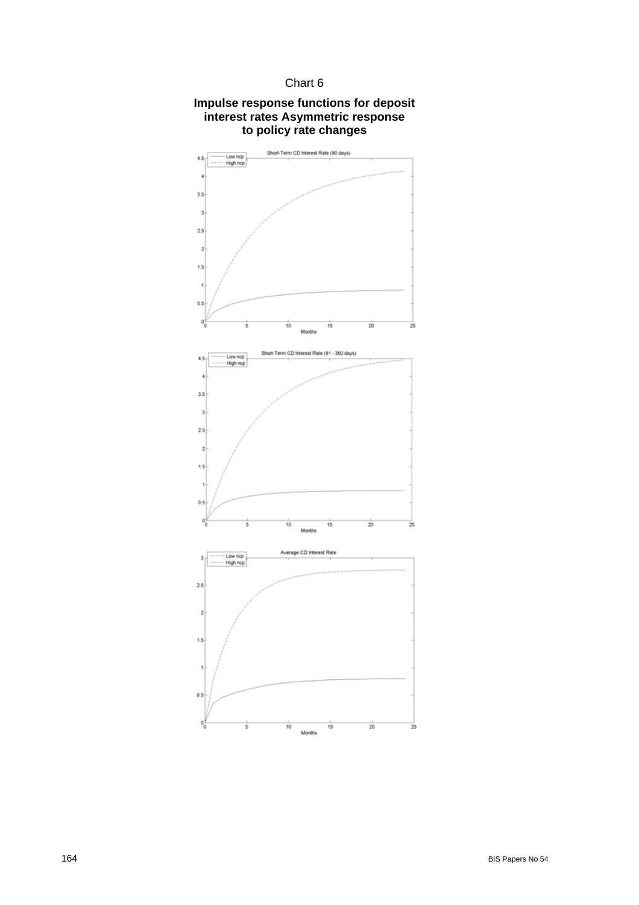Chart 6

**Impulse response functions for deposit interest rates Asymmetric response to policy rate changes**

Short-Term CD Interest Rate (90 days)

Low ncp
High ncp

4.5
4
3.5
3
2.5
2
1.5
1
0.5
0

0 5 10 15 20 25

Months

Short-Term CD Interest Rate (91 - 360 days)

Low ncp
High ncp

4.5
4
3.5
3
2.5
2
1.5
1
0.5
0

0 5 10 15 20 25

Months

Average CD Interest Rate

Low ncp
High ncp

3
2.5
2
1.5
1
0.5
0

0 5 10 15 20 25

Months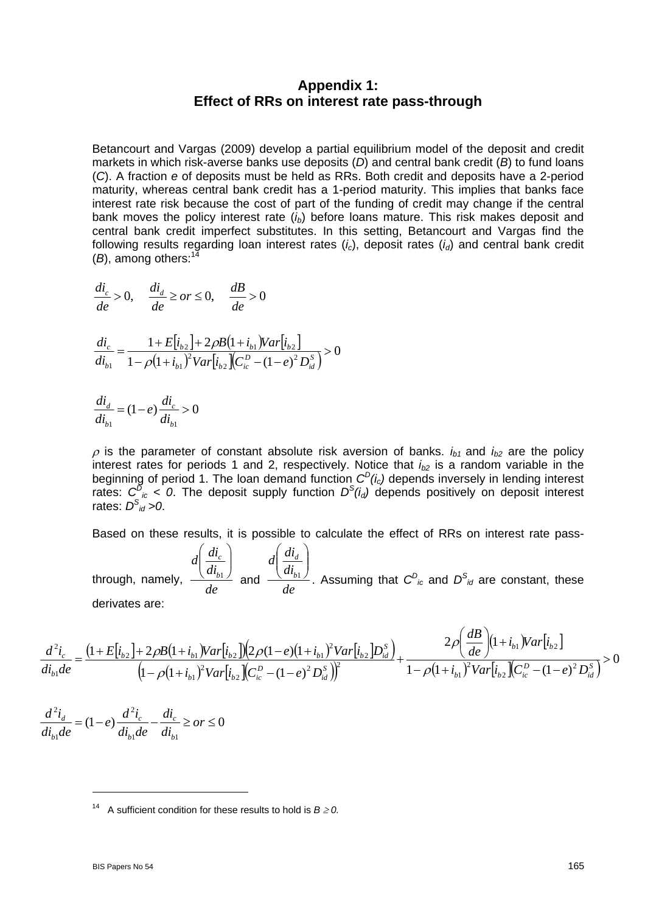## Appendix 1: Effect of RRs on interest rate pass-through

Betancourt and Vargas (2009) develop a partial equilibrium model of the deposit and credit markets in which risk-averse banks use deposits (*D*) and central bank credit (*B*) to fund loans (*C*). A fraction *e* of deposits must be held as RRs. Both credit and deposits have a 2-period maturity, whereas central bank credit has a 1-period maturity. This implies that banks face interest rate risk because the cost of part of the funding of credit may change if the central bank moves the policy interest rate ($i_b$) before loans mature. This risk makes deposit and central bank credit imperfect substitutes. In this setting, Betancourt and Vargas find the following results regarding loan interest rates ($i_c$), deposit rates ($i_d$) and central bank credit (*B*), among others:[14]

$$\frac{di_c}{de} > 0, \quad \frac{di_d}{de} \geq or \leq 0, \quad \frac{dB}{de} > 0$$

$$\frac{di_c}{di_{b1}} = \frac{1 + E[i_{b2}] + 2\rho B(1+i_{b1})Var[i_{b2}]}{1 - \rho(1+i_{b1})^2 Var[i_{b2}]\left(C_{ic}^D - (1-e)^2 D_{id}^S\right)} > 0$$

$$\frac{di_d}{di_{b1}} = (1-e)\frac{di_c}{di_{b1}} > 0$$

$\rho$ is the parameter of constant absolute risk aversion of banks. $i_{b1}$ and $i_{b2}$ are the policy interest rates for periods 1 and 2, respectively. Notice that $i_{b2}$ is a random variable in the beginning of period 1. The loan demand function $C^D(i_c)$ depends inversely in lending interest rates: $C^D_{ic} < 0$. The deposit supply function $D^S(i_d)$ depends positively on deposit interest rates: $D^S_{id} > 0$.

Based on these results, it is possible to calculate the effect of RRs on interest rate pass-through, namely, $\frac{d\left(\frac{di_c}{di_{b1}}\right)}{de}$ and $\frac{d\left(\frac{di_d}{di_{b1}}\right)}{de}$. Assuming that $C^D_{ic}$ and $D^S_{id}$ are constant, these derivates are:

$$\frac{d^2 i_c}{di_{b1}de} = \frac{\left(1 + E[i_{b2}] + 2\rho B(1+i_{b1})Var[i_{b2}]\right)\left(2\rho(1-e)(1+i_{b1})^2 Var[i_{b2}]D_{id}^S\right)}{\left(1 - \rho(1+i_{b1})^2 Var[i_{b2}]\left(C_{ic}^D - (1-e)^2 D_{id}^S\right)\right)^2} + \frac{2\rho\left(\frac{dB}{de}\right)(1+i_{b1})Var[i_{b2}]}{1 - \rho(1+i_{b1})^2 Var[i_{b2}]\left(C_{ic}^D - (1-e)^2 D_{id}^S\right)} > 0$$

$$\frac{d^2 i_d}{di_{b1}de} = (1-e)\frac{d^2 i_c}{di_{b1}de} - \frac{di_c}{di_{b1}} \geq or \leq 0$$

---

[14] A sufficient condition for these results to hold is $B \geq 0$.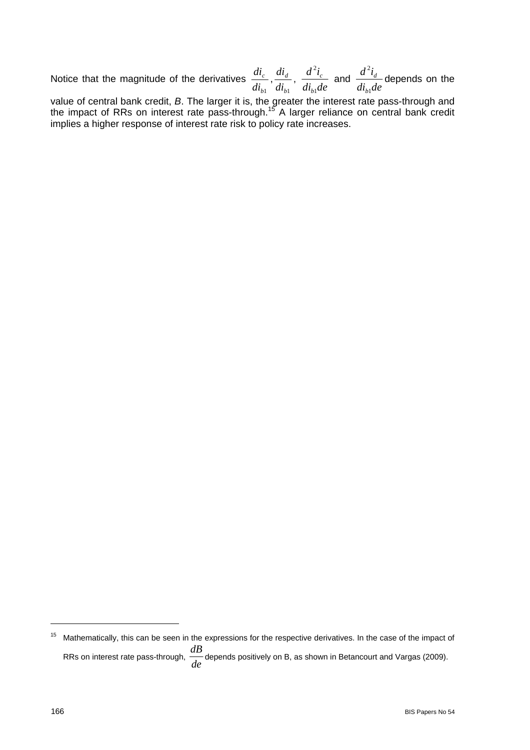Notice that the magnitude of the derivatives $\frac{di_c}{di_{b1}}, \frac{di_d}{di_{b1}}, \frac{d^2 i_c}{di_{b1}de}$ and $\frac{d^2 i_d}{di_{b1}de}$ depends on the value of central bank credit, *B*. The larger it is, the greater the interest rate pass-through and the impact of RRs on interest rate pass-through.[15] A larger reliance on central bank credit implies a higher response of interest rate risk to policy rate increases.

[15] Mathematically, this can be seen in the expressions for the respective derivatives. In the case of the impact of RRs on interest rate pass-through, $\frac{dB}{de}$ depends positively on B, as shown in Betancourt and Vargas (2009).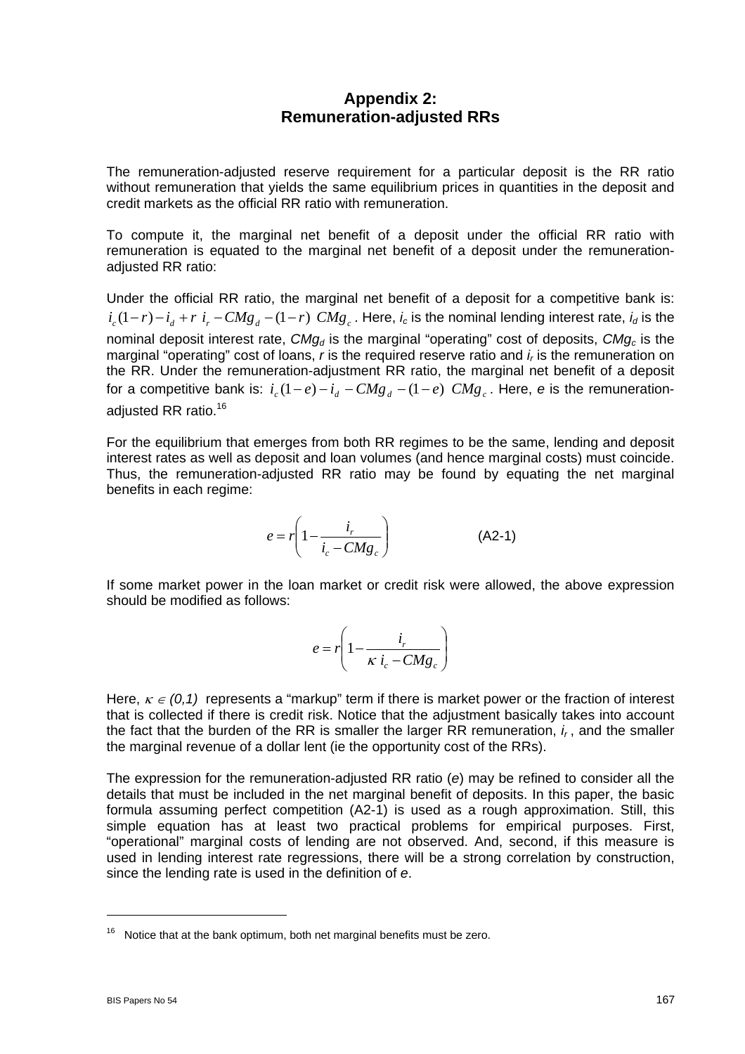## Appendix 2: Remuneration-adjusted RRs

The remuneration-adjusted reserve requirement for a particular deposit is the RR ratio without remuneration that yields the same equilibrium prices in quantities in the deposit and credit markets as the official RR ratio with remuneration.

To compute it, the marginal net benefit of a deposit under the official RR ratio with remuneration is equated to the marginal net benefit of a deposit under the remuneration-adjusted RR ratio:

Under the official RR ratio, the marginal net benefit of a deposit for a competitive bank is: $i_c(1-r) - i_d + r\ i_r - CMg_d - (1-r)\ CMg_c$. Here, $i_c$ is the nominal lending interest rate, $i_d$ is the nominal deposit interest rate, $CMg_d$ is the marginal "operating" cost of deposits, $CMg_c$ is the marginal "operating" cost of loans, $r$ is the required reserve ratio and $i_r$ is the remuneration on the RR. Under the remuneration-adjustment RR ratio, the marginal net benefit of a deposit for a competitive bank is: $i_c(1-e) - i_d - CMg_d - (1-e)\ CMg_c$. Here, $e$ is the remuneration-adjusted RR ratio.[16]

For the equilibrium that emerges from both RR regimes to be the same, lending and deposit interest rates as well as deposit and loan volumes (and hence marginal costs) must coincide. Thus, the remuneration-adjusted RR ratio may be found by equating the net marginal benefits in each regime:

$$e = r\left(1 - \frac{i_r}{i_c - CMg_c}\right) \qquad \text{(A2-1)}$$

If some market power in the loan market or credit risk were allowed, the above expression should be modified as follows:

$$e = r\left(1 - \frac{i_r}{\kappa\ i_c - CMg_c}\right)$$

Here, $\kappa \in (0,1)$ represents a "markup" term if there is market power or the fraction of interest that is collected if there is credit risk. Notice that the adjustment basically takes into account the fact that the burden of the RR is smaller the larger RR remuneration, $i_r$, and the smaller the marginal revenue of a dollar lent (ie the opportunity cost of the RRs).

The expression for the remuneration-adjusted RR ratio ($e$) may be refined to consider all the details that must be included in the net marginal benefit of deposits. In this paper, the basic formula assuming perfect competition (A2-1) is used as a rough approximation. Still, this simple equation has at least two practical problems for empirical purposes. First, "operational" marginal costs of lending are not observed. And, second, if this measure is used in lending interest rate regressions, there will be a strong correlation by construction, since the lending rate is used in the definition of $e$.

[16] Notice that at the bank optimum, both net marginal benefits must be zero.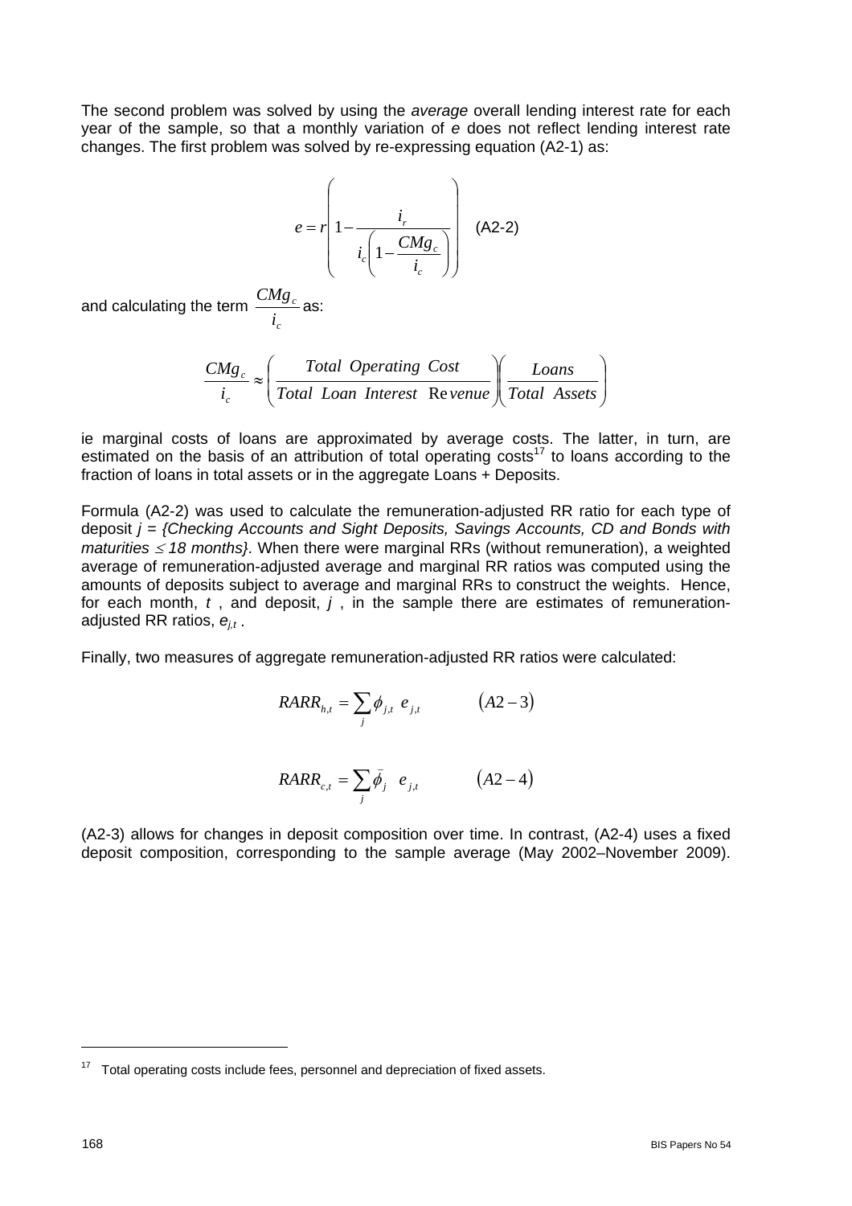The second problem was solved by using the *average* overall lending interest rate for each year of the sample, so that a monthly variation of $e$ does not reflect lending interest rate changes. The first problem was solved by re-expressing equation (A2-1) as:

$$e = r\left(1 - \frac{i_r}{i_c\left(1 - \frac{CMg_c}{i_c}\right)}\right) \quad \text{(A2-2)}$$

and calculating the term $\frac{CMg_c}{i_c}$ as:

$$\frac{CMg_c}{i_c} \approx \left(\frac{Total\ \ Operating\ \ Cost}{Total\ \ Loan\ \ Interest\ \ \text{Re}venue}\right)\left(\frac{Loans}{Total\ \ Assets}\right)$$

ie marginal costs of loans are approximated by average costs. The latter, in turn, are estimated on the basis of an attribution of total operating costs[17] to loans according to the fraction of loans in total assets or in the aggregate Loans + Deposits.

Formula (A2-2) was used to calculate the remuneration-adjusted RR ratio for each type of deposit *j = {Checking Accounts and Sight Deposits, Savings Accounts, CD and Bonds with maturities* $\leq$ *18 months}*. When there were marginal RRs (without remuneration), a weighted average of remuneration-adjusted average and marginal RR ratios was computed using the amounts of deposits subject to average and marginal RRs to construct the weights. Hence, for each month, $t$, and deposit, $j$, in the sample there are estimates of remuneration-adjusted RR ratios, $e_{j,t}$.

Finally, two measures of aggregate remuneration-adjusted RR ratios were calculated:

$$RARR_{h,t} = \sum_j \phi_{j,t}\ e_{j,t} \qquad (A2-3)$$

$$RARR_{c,t} = \sum_j \bar{\phi}_j\ e_{j,t} \qquad (A2-4)$$

(A2-3) allows for changes in deposit composition over time. In contrast, (A2-4) uses a fixed deposit composition, corresponding to the sample average (May 2002–November 2009).

[17] Total operating costs include fees, personnel and depreciation of fixed assets.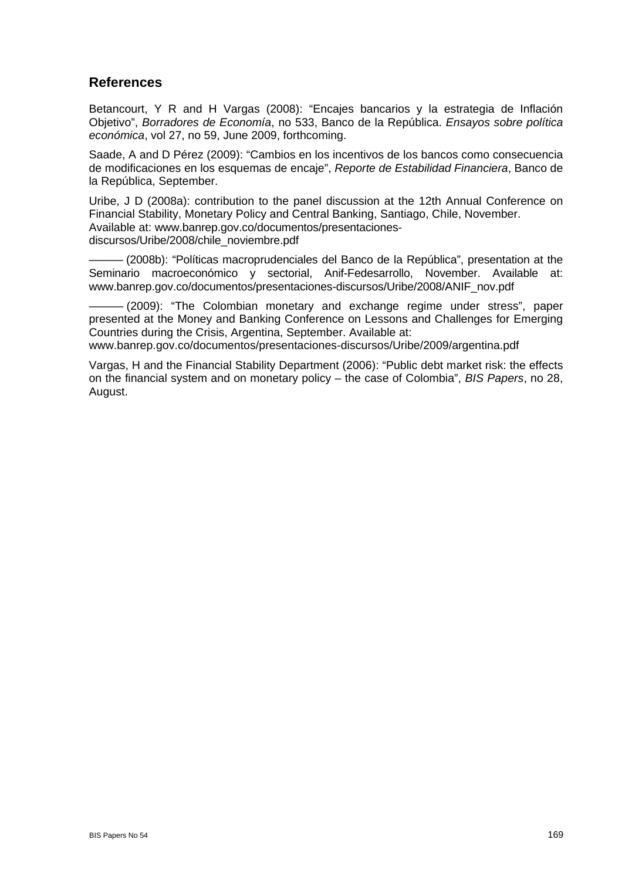## References

Betancourt, Y R and H Vargas (2008): "Encajes bancarios y la estrategia de Inflación Objetivo", *Borradores de Economía*, no 533, Banco de la República. *Ensayos sobre política económica*, vol 27, no 59, June 2009, forthcoming.

Saade, A and D Pérez (2009): "Cambios en los incentivos de los bancos como consecuencia de modificaciones en los esquemas de encaje", *Reporte de Estabilidad Financiera*, Banco de la República, September.

Uribe, J D (2008a): contribution to the panel discussion at the 12th Annual Conference on Financial Stability, Monetary Policy and Central Banking, Santiago, Chile, November. Available at: www.banrep.gov.co/documentos/presentaciones-discursos/Uribe/2008/chile_noviembre.pdf

——— (2008b): "Políticas macroprudenciales del Banco de la República", presentation at the Seminario macroeconómico y sectorial, Anif-Fedesarrollo, November. Available at: www.banrep.gov.co/documentos/presentaciones-discursos/Uribe/2008/ANIF_nov.pdf

——— (2009): "The Colombian monetary and exchange regime under stress", paper presented at the Money and Banking Conference on Lessons and Challenges for Emerging Countries during the Crisis, Argentina, September. Available at: www.banrep.gov.co/documentos/presentaciones-discursos/Uribe/2009/argentina.pdf

Vargas, H and the Financial Stability Department (2006): "Public debt market risk: the effects on the financial system and on monetary policy – the case of Colombia", *BIS Papers*, no 28, August.